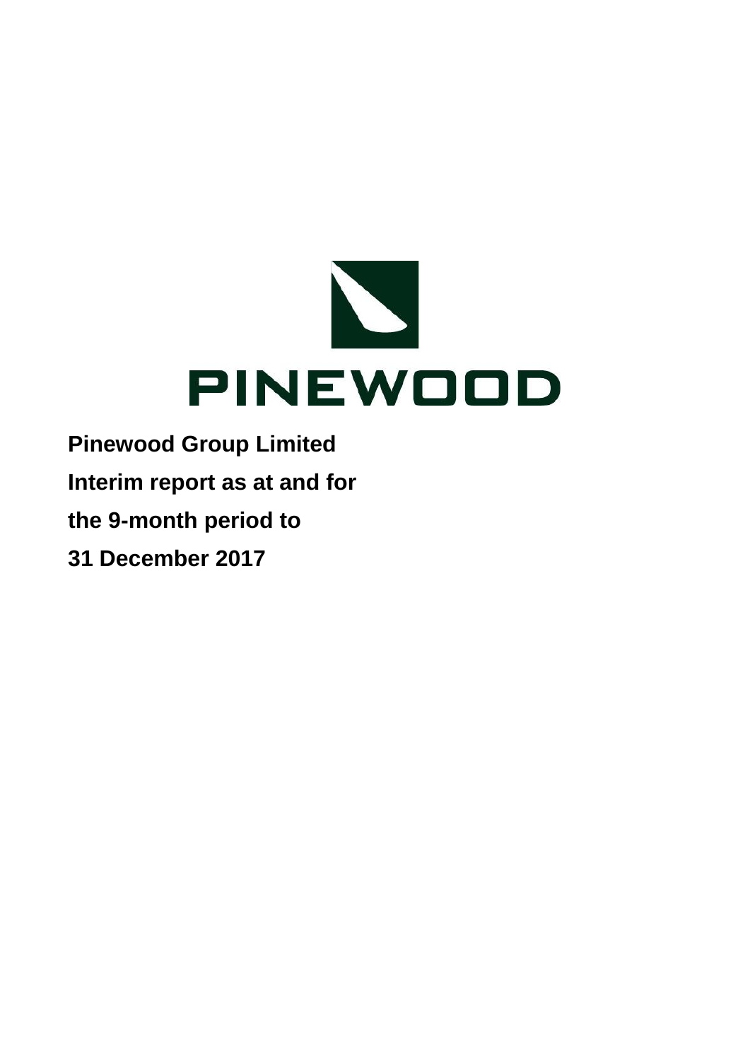PINEWOOD

**Pinewood Group Limited**

**Interim report as at and for**

**the 9-month period to**

**31 December 2017**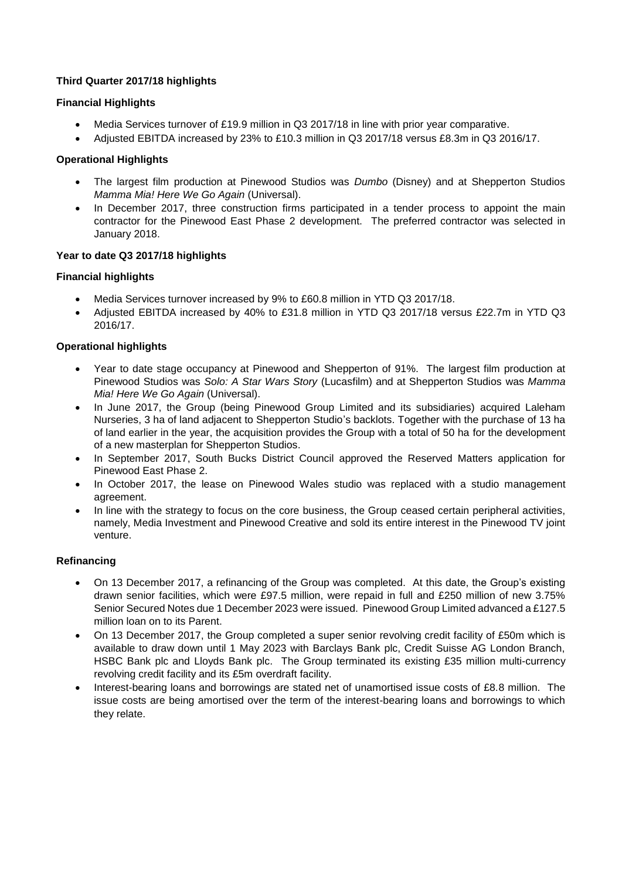**Third Quarter 2017/18 highlights**

**Financial Highlights**

- Media Services turnover of £19.9 million in Q3 2017/18 in line with prior year comparative.
- Adjusted EBITDA increased by 23% to £10.3 million in Q3 2017/18 versus £8.3m in Q3 2016/17.

**Operational Highlights**

- The largest film production at Pinewood Studios was *Dumbo* (Disney) and at Shepperton Studios *Mamma Mia! Here We Go Again* (Universal).
- In December 2017, three construction firms participated in a tender process to appoint the main contractor for the Pinewood East Phase 2 development. The preferred contractor was selected in January 2018.

**Year to date Q3 2017/18 highlights**

**Financial highlights**

- Media Services turnover increased by 9% to £60.8 million in YTD Q3 2017/18.
- Adjusted EBITDA increased by 40% to £31.8 million in YTD Q3 2017/18 versus £22.7m in YTD Q3 2016/17.

**Operational highlights**

- Year to date stage occupancy at Pinewood and Shepperton of 91%. The largest film production at Pinewood Studios was *Solo: A Star Wars Story* (Lucasfilm) and at Shepperton Studios was *Mamma Mia! Here We Go Again* (Universal).
- In June 2017, the Group (being Pinewood Group Limited and its subsidiaries) acquired Laleham Nurseries, 3 ha of land adjacent to Shepperton Studio's backlots. Together with the purchase of 13 ha of land earlier in the year, the acquisition provides the Group with a total of 50 ha for the development of a new masterplan for Shepperton Studios.
- In September 2017, South Bucks District Council approved the Reserved Matters application for Pinewood East Phase 2.
- In October 2017, the lease on Pinewood Wales studio was replaced with a studio management agreement.
- In line with the strategy to focus on the core business, the Group ceased certain peripheral activities, namely, Media Investment and Pinewood Creative and sold its entire interest in the Pinewood TV joint venture.

**Refinancing**

- On 13 December 2017, a refinancing of the Group was completed. At this date, the Group's existing drawn senior facilities, which were £97.5 million, were repaid in full and £250 million of new 3.75% Senior Secured Notes due 1 December 2023 were issued. Pinewood Group Limited advanced a £127.5 million loan on to its Parent.
- On 13 December 2017, the Group completed a super senior revolving credit facility of £50m which is available to draw down until 1 May 2023 with Barclays Bank plc, Credit Suisse AG London Branch, HSBC Bank plc and Lloyds Bank plc. The Group terminated its existing £35 million multi-currency revolving credit facility and its £5m overdraft facility.
- Interest-bearing loans and borrowings are stated net of unamortised issue costs of £8.8 million. The issue costs are being amortised over the term of the interest-bearing loans and borrowings to which they relate.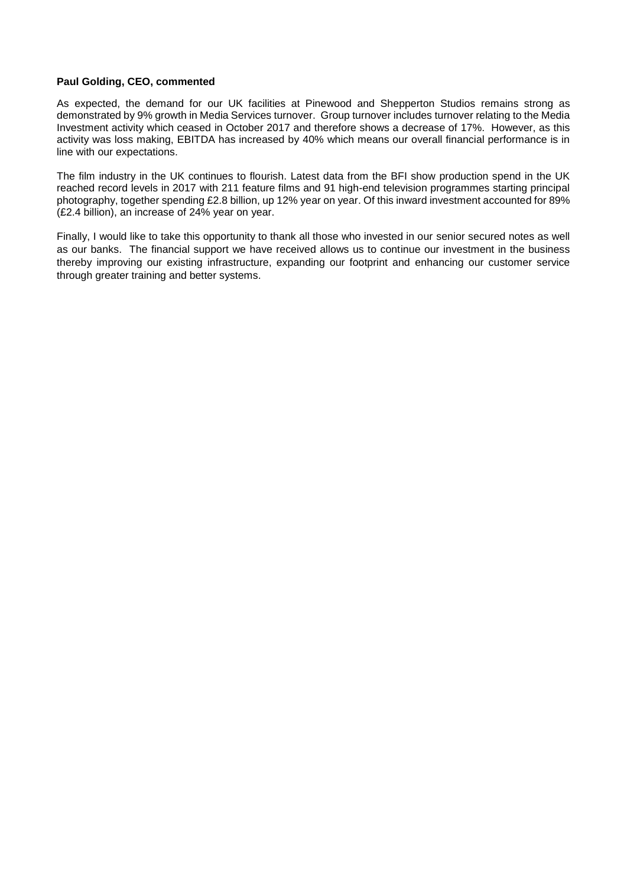**Paul Golding, CEO, commented**

As expected, the demand for our UK facilities at Pinewood and Shepperton Studios remains strong as demonstrated by 9% growth in Media Services turnover. Group turnover includes turnover relating to the Media Investment activity which ceased in October 2017 and therefore shows a decrease of 17%. However, as this activity was loss making, EBITDA has increased by 40% which means our overall financial performance is in line with our expectations.

The film industry in the UK continues to flourish. Latest data from the BFI show production spend in the UK reached record levels in 2017 with 211 feature films and 91 high-end television programmes starting principal photography, together spending £2.8 billion, up 12% year on year. Of this inward investment accounted for 89% (£2.4 billion), an increase of 24% year on year.

Finally, I would like to take this opportunity to thank all those who invested in our senior secured notes as well as our banks. The financial support we have received allows us to continue our investment in the business thereby improving our existing infrastructure, expanding our footprint and enhancing our customer service through greater training and better systems.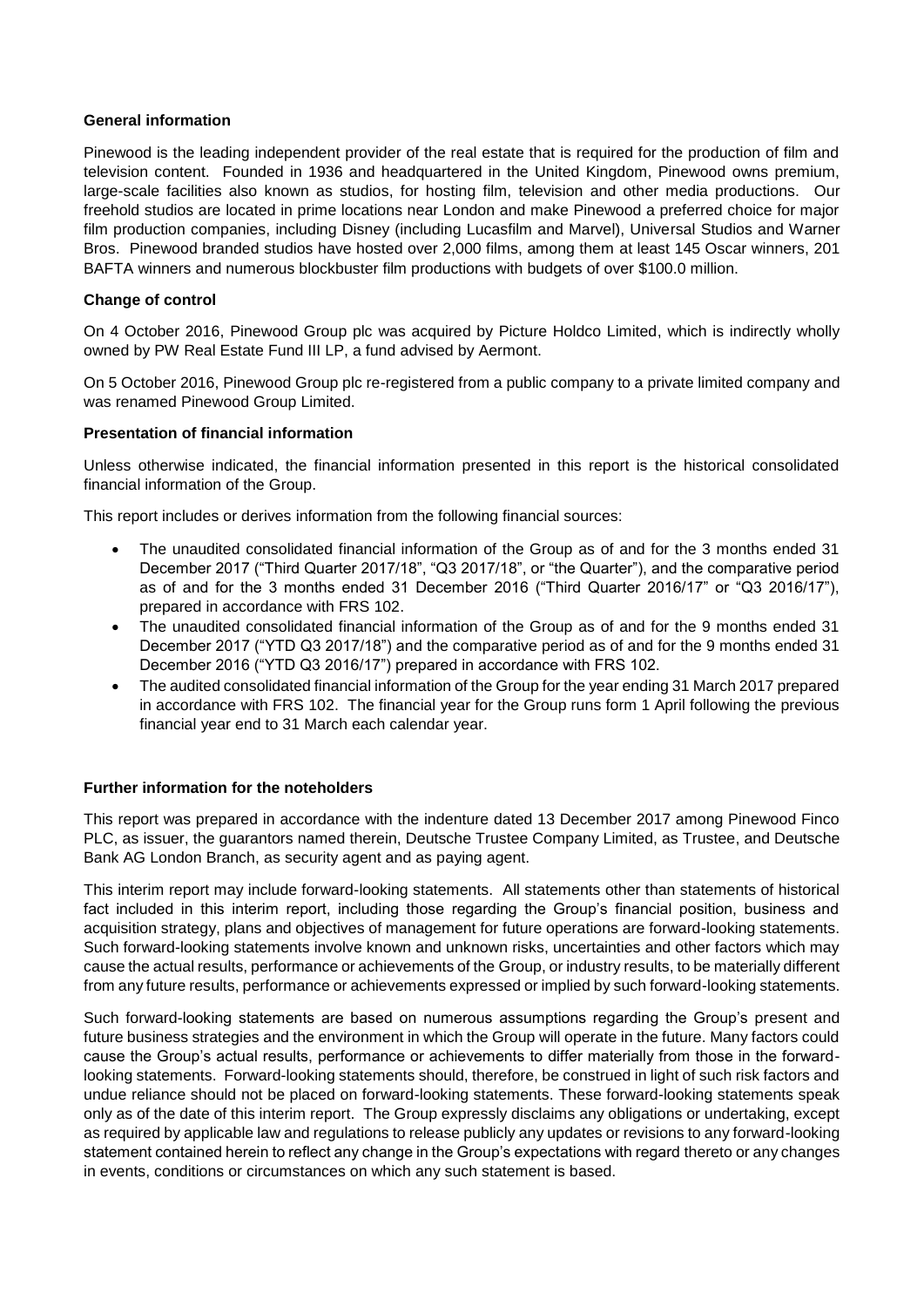**General information**

Pinewood is the leading independent provider of the real estate that is required for the production of film and television content. Founded in 1936 and headquartered in the United Kingdom, Pinewood owns premium, large-scale facilities also known as studios, for hosting film, television and other media productions. Our freehold studios are located in prime locations near London and make Pinewood a preferred choice for major film production companies, including Disney (including Lucasfilm and Marvel), Universal Studios and Warner Bros. Pinewood branded studios have hosted over 2,000 films, among them at least 145 Oscar winners, 201 BAFTA winners and numerous blockbuster film productions with budgets of over $100.0 million.

**Change of control**

On 4 October 2016, Pinewood Group plc was acquired by Picture Holdco Limited, which is indirectly wholly owned by PW Real Estate Fund III LP, a fund advised by Aermont.

On 5 October 2016, Pinewood Group plc re-registered from a public company to a private limited company and was renamed Pinewood Group Limited.

**Presentation of financial information**

Unless otherwise indicated, the financial information presented in this report is the historical consolidated financial information of the Group.

This report includes or derives information from the following financial sources:

- The unaudited consolidated financial information of the Group as of and for the 3 months ended 31 December 2017 ("Third Quarter 2017/18", "Q3 2017/18", or "the Quarter"), and the comparative period as of and for the 3 months ended 31 December 2016 ("Third Quarter 2016/17" or "Q3 2016/17"), prepared in accordance with FRS 102.
- The unaudited consolidated financial information of the Group as of and for the 9 months ended 31 December 2017 ("YTD Q3 2017/18") and the comparative period as of and for the 9 months ended 31 December 2016 ("YTD Q3 2016/17") prepared in accordance with FRS 102.
- The audited consolidated financial information of the Group for the year ending 31 March 2017 prepared in accordance with FRS 102. The financial year for the Group runs form 1 April following the previous financial year end to 31 March each calendar year.

**Further information for the noteholders**

This report was prepared in accordance with the indenture dated 13 December 2017 among Pinewood Finco PLC, as issuer, the guarantors named therein, Deutsche Trustee Company Limited, as Trustee, and Deutsche Bank AG London Branch, as security agent and as paying agent.

This interim report may include forward-looking statements. All statements other than statements of historical fact included in this interim report, including those regarding the Group's financial position, business and acquisition strategy, plans and objectives of management for future operations are forward-looking statements. Such forward-looking statements involve known and unknown risks, uncertainties and other factors which may cause the actual results, performance or achievements of the Group, or industry results, to be materially different from any future results, performance or achievements expressed or implied by such forward-looking statements.

Such forward-looking statements are based on numerous assumptions regarding the Group's present and future business strategies and the environment in which the Group will operate in the future. Many factors could cause the Group's actual results, performance or achievements to differ materially from those in the forward-looking statements. Forward-looking statements should, therefore, be construed in light of such risk factors and undue reliance should not be placed on forward-looking statements. These forward-looking statements speak only as of the date of this interim report. The Group expressly disclaims any obligations or undertaking, except as required by applicable law and regulations to release publicly any updates or revisions to any forward-looking statement contained herein to reflect any change in the Group's expectations with regard thereto or any changes in events, conditions or circumstances on which any such statement is based.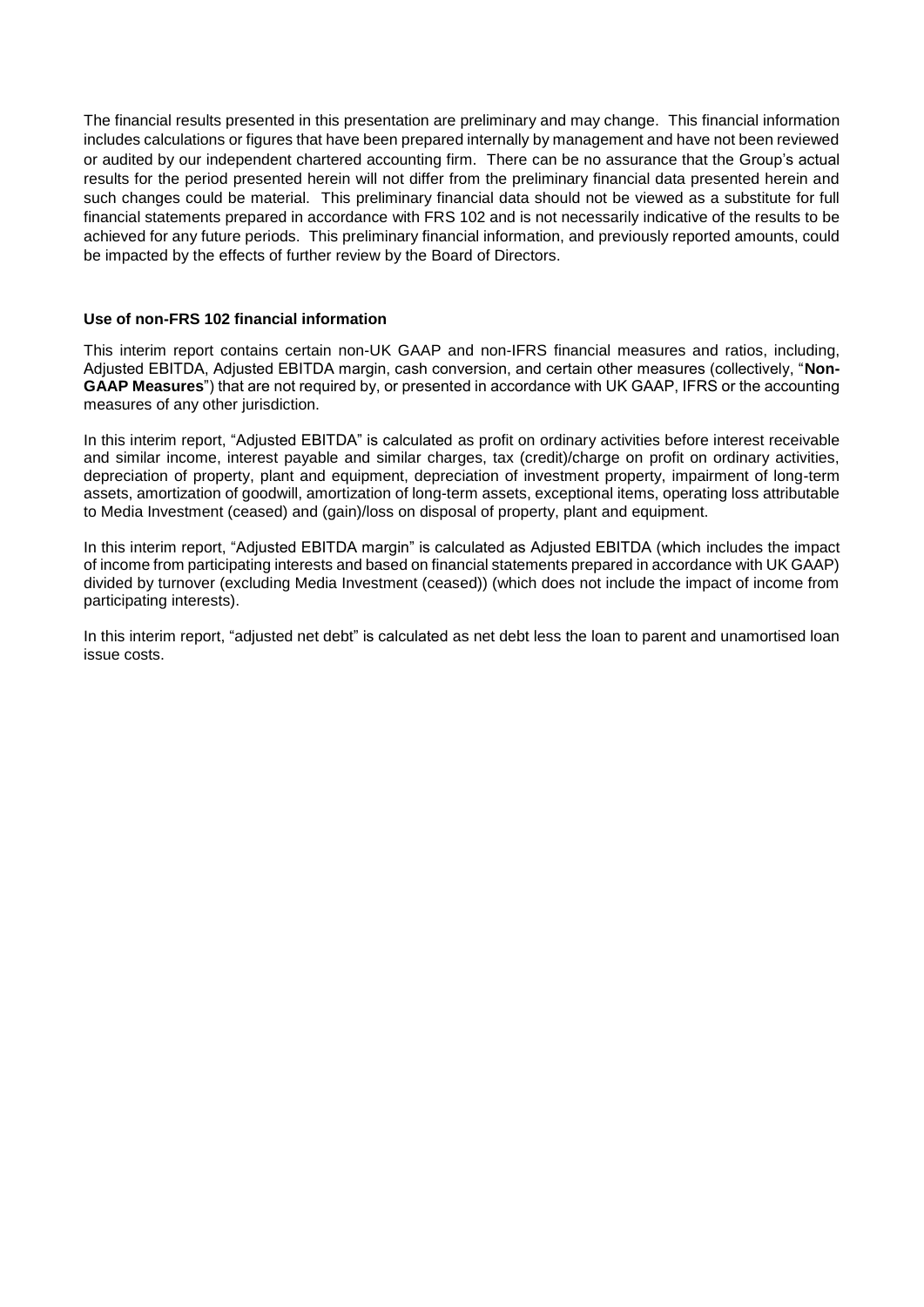The financial results presented in this presentation are preliminary and may change. This financial information includes calculations or figures that have been prepared internally by management and have not been reviewed or audited by our independent chartered accounting firm. There can be no assurance that the Group's actual results for the period presented herein will not differ from the preliminary financial data presented herein and such changes could be material. This preliminary financial data should not be viewed as a substitute for full financial statements prepared in accordance with FRS 102 and is not necessarily indicative of the results to be achieved for any future periods. This preliminary financial information, and previously reported amounts, could be impacted by the effects of further review by the Board of Directors.

**Use of non-FRS 102 financial information**

This interim report contains certain non-UK GAAP and non-IFRS financial measures and ratios, including, Adjusted EBITDA, Adjusted EBITDA margin, cash conversion, and certain other measures (collectively, "**Non-GAAP Measures**") that are not required by, or presented in accordance with UK GAAP, IFRS or the accounting measures of any other jurisdiction.

In this interim report, "Adjusted EBITDA" is calculated as profit on ordinary activities before interest receivable and similar income, interest payable and similar charges, tax (credit)/charge on profit on ordinary activities, depreciation of property, plant and equipment, depreciation of investment property, impairment of long-term assets, amortization of goodwill, amortization of long-term assets, exceptional items, operating loss attributable to Media Investment (ceased) and (gain)/loss on disposal of property, plant and equipment.

In this interim report, "Adjusted EBITDA margin" is calculated as Adjusted EBITDA (which includes the impact of income from participating interests and based on financial statements prepared in accordance with UK GAAP) divided by turnover (excluding Media Investment (ceased)) (which does not include the impact of income from participating interests).

In this interim report, "adjusted net debt" is calculated as net debt less the loan to parent and unamortised loan issue costs.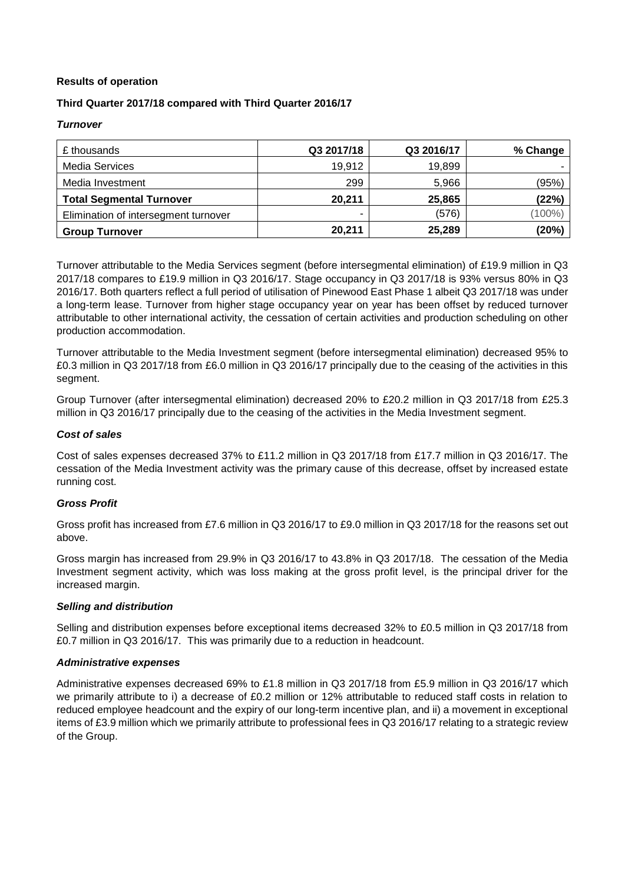**Results of operation**

**Third Quarter 2017/18 compared with Third Quarter 2016/17**

***Turnover***

| £ thousands | Q3 2017/18 | Q3 2016/17 | % Change |
|---|---|---|---|
| Media Services | 19,912 | 19,899 | - |
| Media Investment | 299 | 5,966 | (95%) |
| **Total Segmental Turnover** | **20,211** | **25,865** | **(22%)** |
| Elimination of intersegment turnover | - | (576) | (100%) |
| **Group Turnover** | **20,211** | **25,289** | **(20%)** |

Turnover attributable to the Media Services segment (before intersegmental elimination) of £19.9 million in Q3 2017/18 compares to £19.9 million in Q3 2016/17. Stage occupancy in Q3 2017/18 is 93% versus 80% in Q3 2016/17. Both quarters reflect a full period of utilisation of Pinewood East Phase 1 albeit Q3 2017/18 was under a long-term lease. Turnover from higher stage occupancy year on year has been offset by reduced turnover attributable to other international activity, the cessation of certain activities and production scheduling on other production accommodation.

Turnover attributable to the Media Investment segment (before intersegmental elimination) decreased 95% to £0.3 million in Q3 2017/18 from £6.0 million in Q3 2016/17 principally due to the ceasing of the activities in this segment.

Group Turnover (after intersegmental elimination) decreased 20% to £20.2 million in Q3 2017/18 from £25.3 million in Q3 2016/17 principally due to the ceasing of the activities in the Media Investment segment.

***Cost of sales***

Cost of sales expenses decreased 37% to £11.2 million in Q3 2017/18 from £17.7 million in Q3 2016/17. The cessation of the Media Investment activity was the primary cause of this decrease, offset by increased estate running cost.

***Gross Profit***

Gross profit has increased from £7.6 million in Q3 2016/17 to £9.0 million in Q3 2017/18 for the reasons set out above.

Gross margin has increased from 29.9% in Q3 2016/17 to 43.8% in Q3 2017/18. The cessation of the Media Investment segment activity, which was loss making at the gross profit level, is the principal driver for the increased margin.

***Selling and distribution***

Selling and distribution expenses before exceptional items decreased 32% to £0.5 million in Q3 2017/18 from £0.7 million in Q3 2016/17. This was primarily due to a reduction in headcount.

***Administrative expenses***

Administrative expenses decreased 69% to £1.8 million in Q3 2017/18 from £5.9 million in Q3 2016/17 which we primarily attribute to i) a decrease of £0.2 million or 12% attributable to reduced staff costs in relation to reduced employee headcount and the expiry of our long-term incentive plan, and ii) a movement in exceptional items of £3.9 million which we primarily attribute to professional fees in Q3 2016/17 relating to a strategic review of the Group.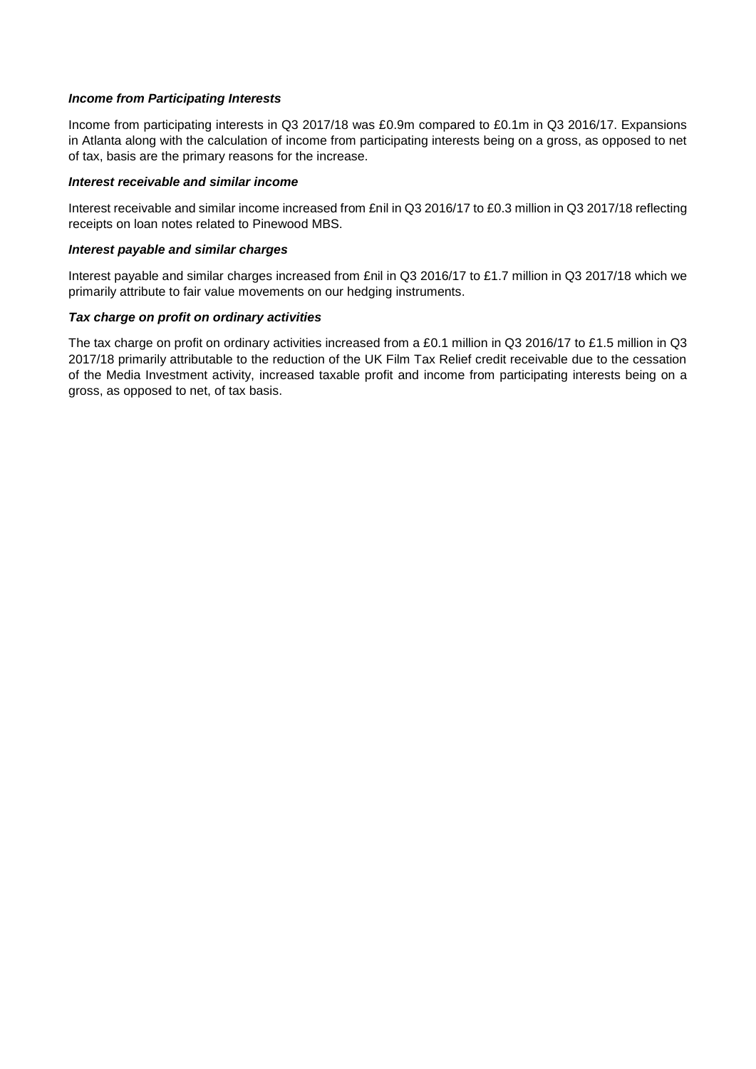***Income from Participating Interests***

Income from participating interests in Q3 2017/18 was £0.9m compared to £0.1m in Q3 2016/17. Expansions in Atlanta along with the calculation of income from participating interests being on a gross, as opposed to net of tax, basis are the primary reasons for the increase.

***Interest receivable and similar income***

Interest receivable and similar income increased from £nil in Q3 2016/17 to £0.3 million in Q3 2017/18 reflecting receipts on loan notes related to Pinewood MBS.

***Interest payable and similar charges***

Interest payable and similar charges increased from £nil in Q3 2016/17 to £1.7 million in Q3 2017/18 which we primarily attribute to fair value movements on our hedging instruments.

***Tax charge on profit on ordinary activities***

The tax charge on profit on ordinary activities increased from a £0.1 million in Q3 2016/17 to £1.5 million in Q3 2017/18 primarily attributable to the reduction of the UK Film Tax Relief credit receivable due to the cessation of the Media Investment activity, increased taxable profit and income from participating interests being on a gross, as opposed to net, of tax basis.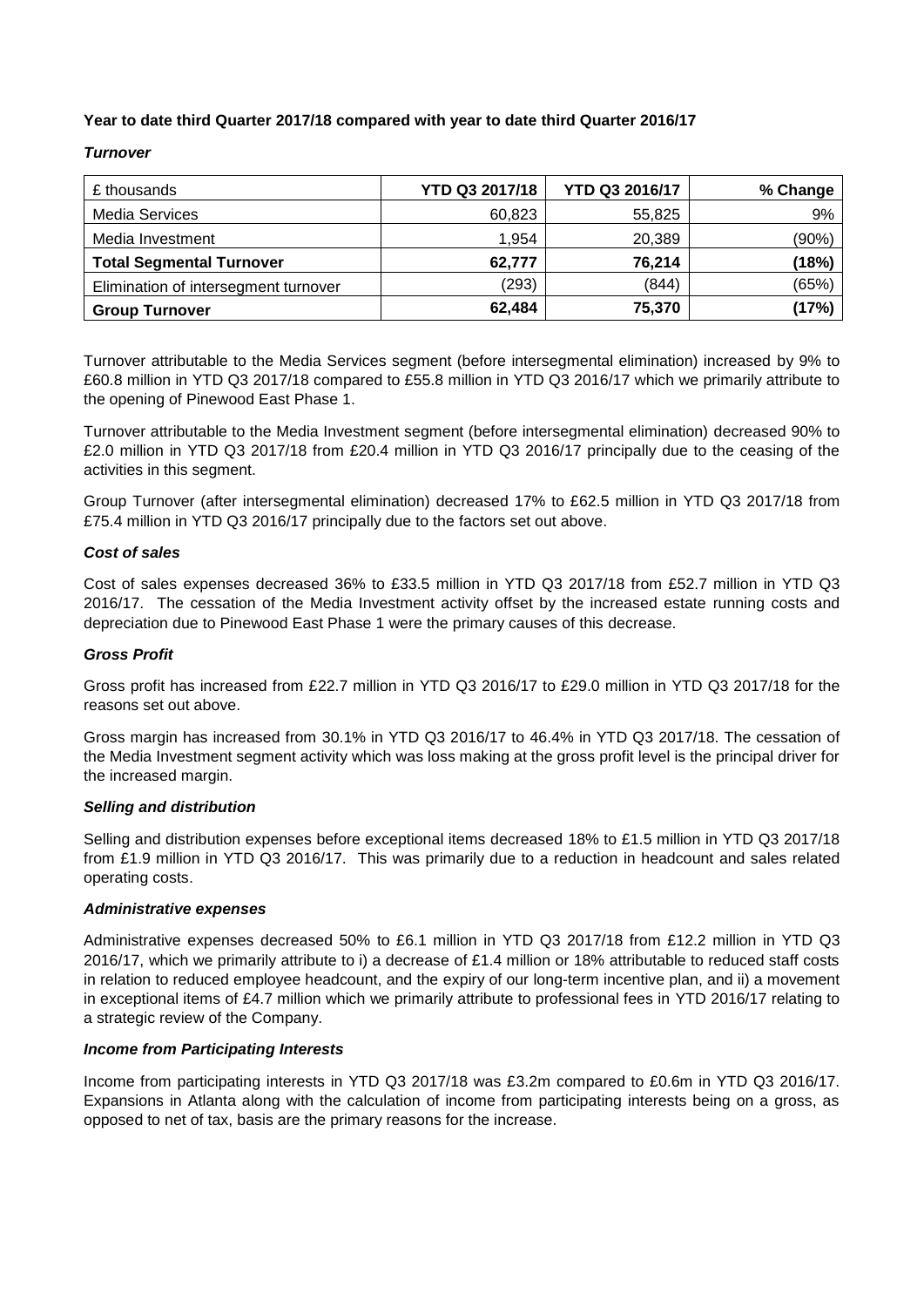**Year to date third Quarter 2017/18 compared with year to date third Quarter 2016/17**

***Turnover***

| £ thousands | YTD Q3 2017/18 | YTD Q3 2016/17 | % Change |
|---|---|---|---|
| Media Services | 60,823 | 55,825 | 9% |
| Media Investment | 1,954 | 20,389 | (90%) |
| **Total Segmental Turnover** | **62,777** | **76,214** | **(18%)** |
| Elimination of intersegment turnover | (293) | (844) | (65%) |
| **Group Turnover** | **62,484** | **75,370** | **(17%)** |

Turnover attributable to the Media Services segment (before intersegmental elimination) increased by 9% to £60.8 million in YTD Q3 2017/18 compared to £55.8 million in YTD Q3 2016/17 which we primarily attribute to the opening of Pinewood East Phase 1.

Turnover attributable to the Media Investment segment (before intersegmental elimination) decreased 90% to £2.0 million in YTD Q3 2017/18 from £20.4 million in YTD Q3 2016/17 principally due to the ceasing of the activities in this segment.

Group Turnover (after intersegmental elimination) decreased 17% to £62.5 million in YTD Q3 2017/18 from £75.4 million in YTD Q3 2016/17 principally due to the factors set out above.

***Cost of sales***

Cost of sales expenses decreased 36% to £33.5 million in YTD Q3 2017/18 from £52.7 million in YTD Q3 2016/17. The cessation of the Media Investment activity offset by the increased estate running costs and depreciation due to Pinewood East Phase 1 were the primary causes of this decrease.

***Gross Profit***

Gross profit has increased from £22.7 million in YTD Q3 2016/17 to £29.0 million in YTD Q3 2017/18 for the reasons set out above.

Gross margin has increased from 30.1% in YTD Q3 2016/17 to 46.4% in YTD Q3 2017/18. The cessation of the Media Investment segment activity which was loss making at the gross profit level is the principal driver for the increased margin.

***Selling and distribution***

Selling and distribution expenses before exceptional items decreased 18% to £1.5 million in YTD Q3 2017/18 from £1.9 million in YTD Q3 2016/17. This was primarily due to a reduction in headcount and sales related operating costs.

***Administrative expenses***

Administrative expenses decreased 50% to £6.1 million in YTD Q3 2017/18 from £12.2 million in YTD Q3 2016/17, which we primarily attribute to i) a decrease of £1.4 million or 18% attributable to reduced staff costs in relation to reduced employee headcount, and the expiry of our long-term incentive plan, and ii) a movement in exceptional items of £4.7 million which we primarily attribute to professional fees in YTD 2016/17 relating to a strategic review of the Company.

***Income from Participating Interests***

Income from participating interests in YTD Q3 2017/18 was £3.2m compared to £0.6m in YTD Q3 2016/17. Expansions in Atlanta along with the calculation of income from participating interests being on a gross, as opposed to net of tax, basis are the primary reasons for the increase.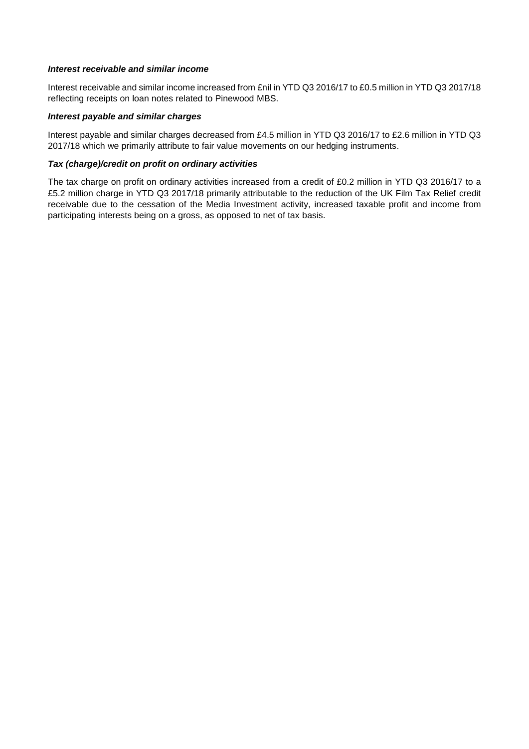***Interest receivable and similar income***

Interest receivable and similar income increased from £nil in YTD Q3 2016/17 to £0.5 million in YTD Q3 2017/18 reflecting receipts on loan notes related to Pinewood MBS.

***Interest payable and similar charges***

Interest payable and similar charges decreased from £4.5 million in YTD Q3 2016/17 to £2.6 million in YTD Q3 2017/18 which we primarily attribute to fair value movements on our hedging instruments.

***Tax (charge)/credit on profit on ordinary activities***

The tax charge on profit on ordinary activities increased from a credit of £0.2 million in YTD Q3 2016/17 to a £5.2 million charge in YTD Q3 2017/18 primarily attributable to the reduction of the UK Film Tax Relief credit receivable due to the cessation of the Media Investment activity, increased taxable profit and income from participating interests being on a gross, as opposed to net of tax basis.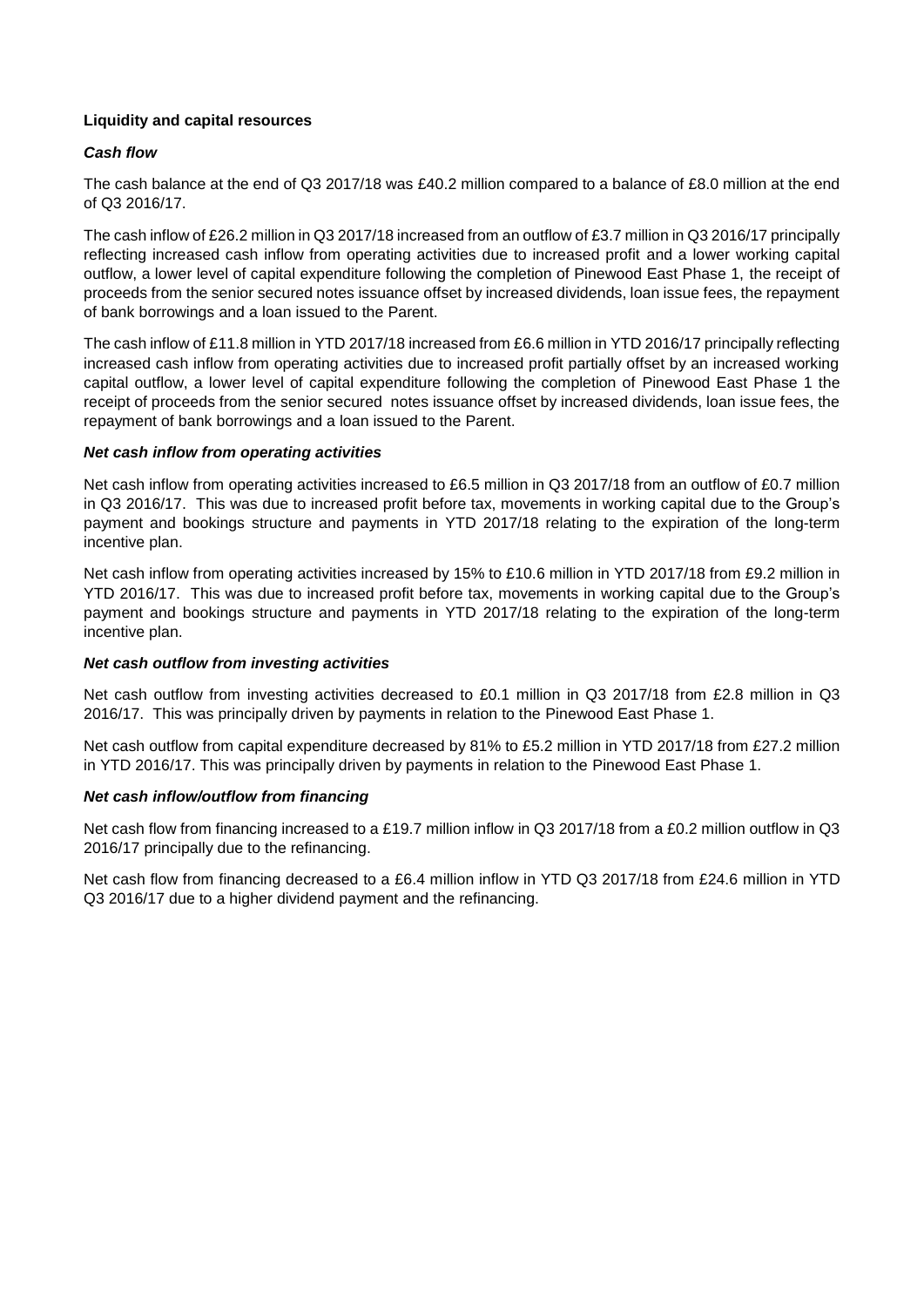**Liquidity and capital resources**

***Cash flow***

The cash balance at the end of Q3 2017/18 was £40.2 million compared to a balance of £8.0 million at the end of Q3 2016/17.

The cash inflow of £26.2 million in Q3 2017/18 increased from an outflow of £3.7 million in Q3 2016/17 principally reflecting increased cash inflow from operating activities due to increased profit and a lower working capital outflow, a lower level of capital expenditure following the completion of Pinewood East Phase 1, the receipt of proceeds from the senior secured notes issuance offset by increased dividends, loan issue fees, the repayment of bank borrowings and a loan issued to the Parent.

The cash inflow of £11.8 million in YTD 2017/18 increased from £6.6 million in YTD 2016/17 principally reflecting increased cash inflow from operating activities due to increased profit partially offset by an increased working capital outflow, a lower level of capital expenditure following the completion of Pinewood East Phase 1 the receipt of proceeds from the senior secured notes issuance offset by increased dividends, loan issue fees, the repayment of bank borrowings and a loan issued to the Parent.

***Net cash inflow from operating activities***

Net cash inflow from operating activities increased to £6.5 million in Q3 2017/18 from an outflow of £0.7 million in Q3 2016/17. This was due to increased profit before tax, movements in working capital due to the Group's payment and bookings structure and payments in YTD 2017/18 relating to the expiration of the long-term incentive plan.

Net cash inflow from operating activities increased by 15% to £10.6 million in YTD 2017/18 from £9.2 million in YTD 2016/17. This was due to increased profit before tax, movements in working capital due to the Group's payment and bookings structure and payments in YTD 2017/18 relating to the expiration of the long-term incentive plan.

***Net cash outflow from investing activities***

Net cash outflow from investing activities decreased to £0.1 million in Q3 2017/18 from £2.8 million in Q3 2016/17. This was principally driven by payments in relation to the Pinewood East Phase 1.

Net cash outflow from capital expenditure decreased by 81% to £5.2 million in YTD 2017/18 from £27.2 million in YTD 2016/17. This was principally driven by payments in relation to the Pinewood East Phase 1.

***Net cash inflow/outflow from financing***

Net cash flow from financing increased to a £19.7 million inflow in Q3 2017/18 from a £0.2 million outflow in Q3 2016/17 principally due to the refinancing.

Net cash flow from financing decreased to a £6.4 million inflow in YTD Q3 2017/18 from £24.6 million in YTD Q3 2016/17 due to a higher dividend payment and the refinancing.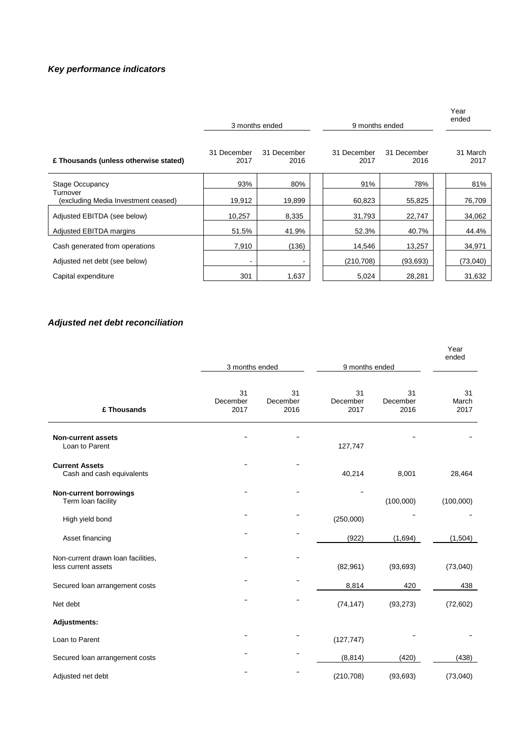### *Key performance indicators*

| £ Thousands (unless otherwise stated) | 3 months ended | | 9 months ended | | Year ended |
|---|---|---|---|---|---|
| | 31 December 2017 | 31 December 2016 | 31 December 2017 | 31 December 2016 | 31 March 2017 |
| Stage Occupancy | 93% | 80% | 91% | 78% | 81% |
| Turnover (excluding Media Investment ceased) | 19,912 | 19,899 | 60,823 | 55,825 | 76,709 |
| Adjusted EBITDA (see below) | 10,257 | 8,335 | 31,793 | 22,747 | 34,062 |
| Adjusted EBITDA margins | 51.5% | 41.9% | 52.3% | 40.7% | 44.4% |
| Cash generated from operations | 7,910 | (136) | 14,546 | 13,257 | 34,971 |
| Adjusted net debt (see below) | - | - | (210,708) | (93,693) | (73,040) |
| Capital expenditure | 301 | 1,637 | 5,024 | 28,281 | 31,632 |

### *Adjusted net debt reconciliation*

| £ Thousands | 3 months ended | | 9 months ended | | Year ended |
|---|---|---|---|---|---|
| | 31 December 2017 | 31 December 2016 | 31 December 2017 | 31 December 2016 | 31 March 2017 |
| **Non-current assets** | | | | | |
| Loan to Parent | - | - | 127,747 | - | - |
| **Current Assets** | | | | | |
| Cash and cash equivalents | - | - | 40,214 | 8,001 | 28,464 |
| **Non-current borrowings** | | | | | |
| Term loan facility | - | - | - | (100,000) | (100,000) |
| High yield bond | - | - | (250,000) | - | - |
| Asset financing | - | - | (922) | (1,694) | (1,504) |
| Non-current drawn loan facilities, less current assets | - | - | (82,961) | (93,693) | (73,040) |
| Secured loan arrangement costs | - | - | 8,814 | 420 | 438 |
| Net debt | - | - | (74,147) | (93,273) | (72,602) |
| **Adjustments:** | | | | | |
| Loan to Parent | - | - | (127,747) | - | - |
| Secured loan arrangement costs | - | - | (8,814) | (420) | (438) |
| Adjusted net debt | - | - | (210,708) | (93,693) | (73,040) |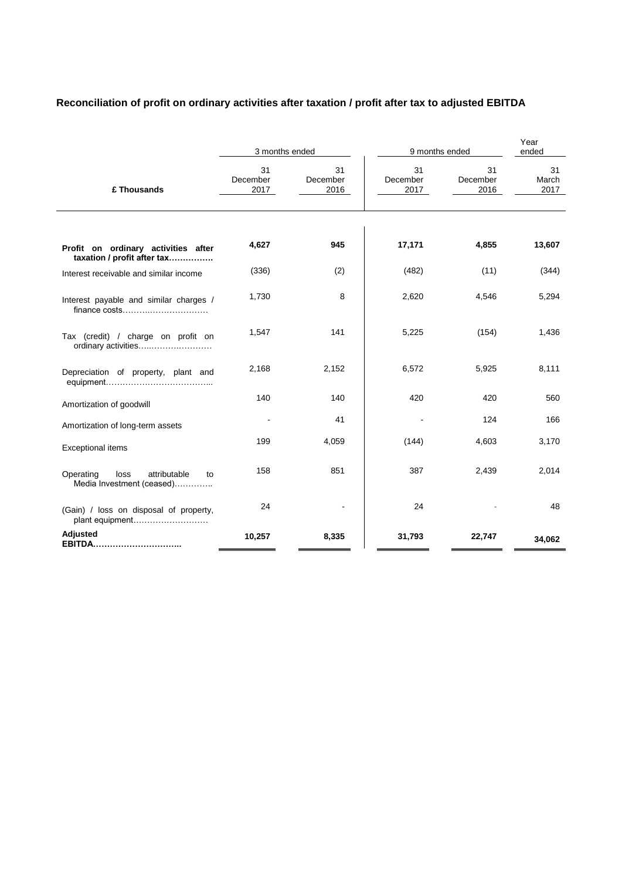**Reconciliation of profit on ordinary activities after taxation / profit after tax to adjusted EBITDA**

| £ Thousands | 3 months ended | | 9 months ended | | Year ended |
|---|---|---|---|---|---|
| | 31 December 2017 | 31 December 2016 | 31 December 2017 | 31 December 2016 | 31 March 2017 |
| **Profit on ordinary activities after taxation / profit after tax…………….** | **4,627** | **945** | **17,171** | **4,855** | **13,607** |
| Interest receivable and similar income | (336) | (2) | (482) | (11) | (344) |
| Interest payable and similar charges / finance costs……….………………… | 1,730 | 8 | 2,620 | 4,546 | 5,294 |
| Tax (credit) / charge on profit on ordinary activities…..……….………… | 1,547 | 141 | 5,225 | (154) | 1,436 |
| Depreciation of property, plant and equipment………………………………... | 2,168 | 2,152 | 6,572 | 5,925 | 8,111 |
| Amortization of goodwill | 140 | 140 | 420 | 420 | 560 |
| Amortization of long-term assets | - | 41 | - | 124 | 166 |
| Exceptional items | 199 | 4,059 | (144) | 4,603 | 3,170 |
| Operating loss attributable to Media Investment (ceased)………….. | 158 | 851 | 387 | 2,439 | 2,014 |
| (Gain) / loss on disposal of property, plant equipment……………………… | 24 | - | 24 | - | 48 |
| **Adjusted EBITDA…………………………..** | **10,257** | **8,335** | **31,793** | **22,747** | **34,062** |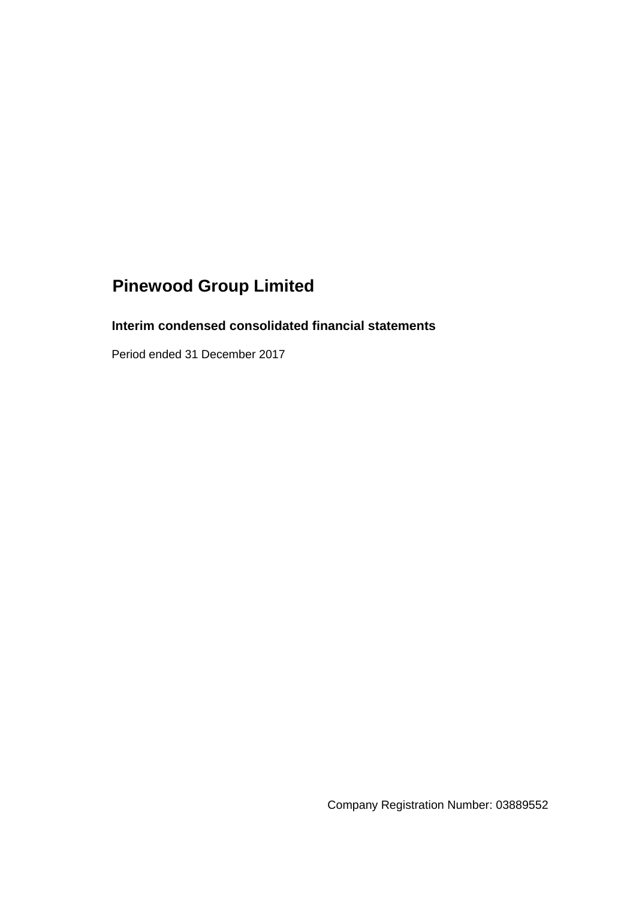# Pinewood Group Limited

## Interim condensed consolidated financial statements

Period ended 31 December 2017

Company Registration Number: 03889552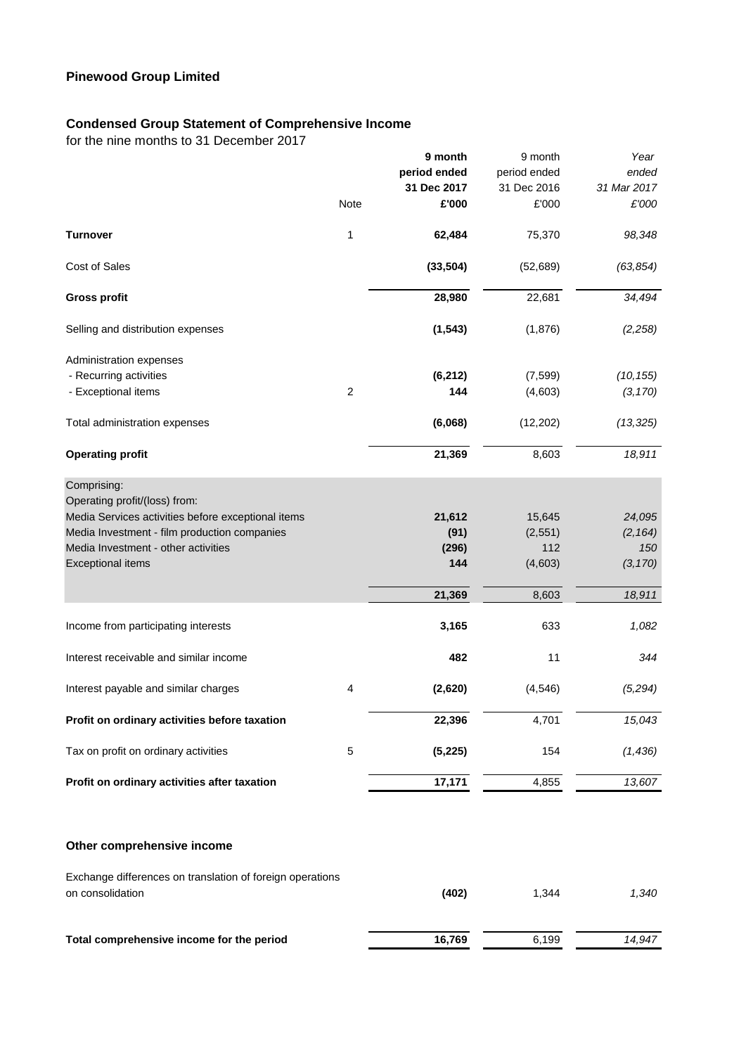## Pinewood Group Limited

### Condensed Group Statement of Comprehensive Income

for the nine months to 31 December 2017

| | Note | **9 month period ended 31 Dec 2017 £'000** | 9 month period ended 31 Dec 2016 £'000 | *Year ended 31 Mar 2017 £'000* |
|---|---|---|---|---|
| **Turnover** | 1 | **62,484** | 75,370 | *98,348* |
| Cost of Sales | | **(33,504)** | (52,689) | *(63,854)* |
| **Gross profit** | | **28,980** | 22,681 | *34,494* |
| Selling and distribution expenses | | **(1,543)** | (1,876) | *(2,258)* |
| Administration expenses | | | | |
| - Recurring activities | | **(6,212)** | (7,599) | *(10,155)* |
| - Exceptional items | 2 | **144** | (4,603) | *(3,170)* |
| Total administration expenses | | **(6,068)** | (12,202) | *(13,325)* |
| **Operating profit** | | **21,369** | 8,603 | *18,911* |
| Comprising: | | | | |
| Operating profit/(loss) from: | | | | |
| Media Services activities before exceptional items | | **21,612** | 15,645 | *24,095* |
| Media Investment - film production companies | | **(91)** | (2,551) | *(2,164)* |
| Media Investment - other activities | | **(296)** | 112 | *150* |
| Exceptional items | | **144** | (4,603) | *(3,170)* |
| | | **21,369** | 8,603 | *18,911* |
| Income from participating interests | | **3,165** | 633 | *1,082* |
| Interest receivable and similar income | | **482** | 11 | *344* |
| Interest payable and similar charges | 4 | **(2,620)** | (4,546) | *(5,294)* |
| **Profit on ordinary activities before taxation** | | **22,396** | 4,701 | *15,043* |
| Tax on profit on ordinary activities | 5 | **(5,225)** | 154 | *(1,436)* |
| **Profit on ordinary activities after taxation** | | **17,171** | 4,855 | *13,607* |

### Other comprehensive income

| | | | |
|---|---|---|---|
| Exchange differences on translation of foreign operations on consolidation | **(402)** | 1,344 | *1,340* |
| **Total comprehensive income for the period** | **16,769** | 6,199 | *14,947* |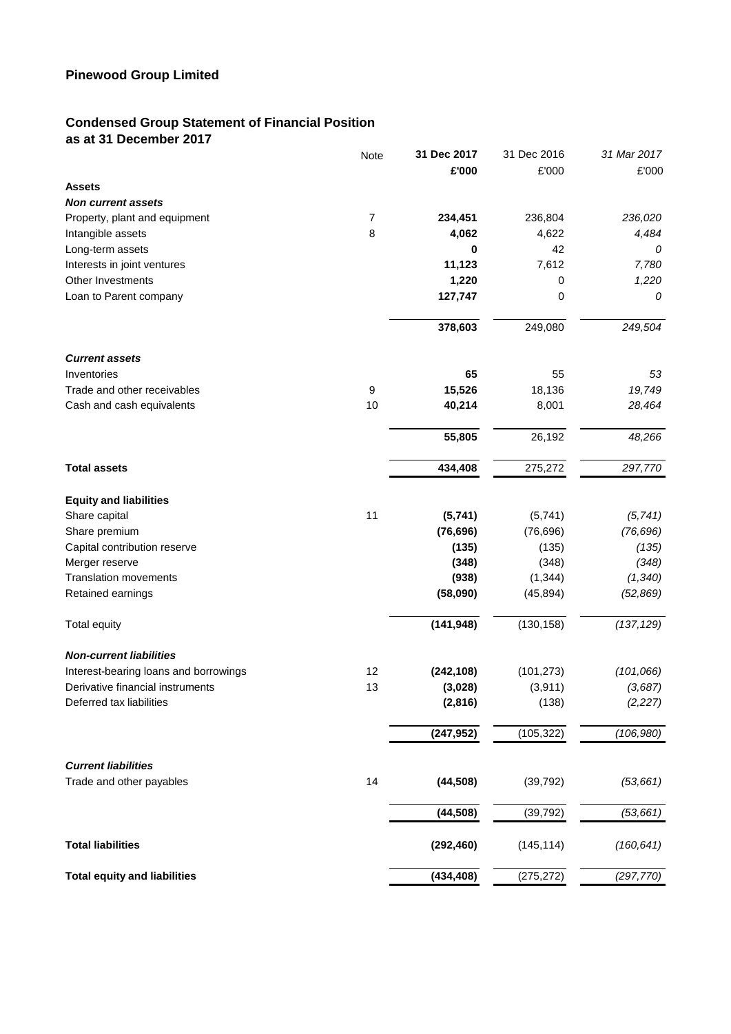## Pinewood Group Limited

### Condensed Group Statement of Financial Position
**as at 31 December 2017**

| | Note | **31 Dec 2017** | 31 Dec 2016 | *31 Mar 2017* |
|---|---|---|---|---|
| | | **£'000** | £'000 | £'000 |
| **Assets** | | | | |
| ***Non current assets*** | | | | |
| Property, plant and equipment | 7 | **234,451** | 236,804 | *236,020* |
| Intangible assets | 8 | **4,062** | 4,622 | *4,484* |
| Long-term assets | | **0** | 42 | *0* |
| Interests in joint ventures | | **11,123** | 7,612 | *7,780* |
| Other Investments | | **1,220** | 0 | *1,220* |
| Loan to Parent company | | **127,747** | 0 | *0* |
| | | **378,603** | 249,080 | *249,504* |
| ***Current assets*** | | | | |
| Inventories | | **65** | 55 | *53* |
| Trade and other receivables | 9 | **15,526** | 18,136 | *19,749* |
| Cash and cash equivalents | 10 | **40,214** | 8,001 | *28,464* |
| | | **55,805** | 26,192 | *48,266* |
| **Total assets** | | **434,408** | 275,272 | *297,770* |
| **Equity and liabilities** | | | | |
| Share capital | 11 | **(5,741)** | (5,741) | *(5,741)* |
| Share premium | | **(76,696)** | (76,696) | *(76,696)* |
| Capital contribution reserve | | **(135)** | (135) | *(135)* |
| Merger reserve | | **(348)** | (348) | *(348)* |
| Translation movements | | **(938)** | (1,344) | *(1,340)* |
| Retained earnings | | **(58,090)** | (45,894) | *(52,869)* |
| Total equity | | **(141,948)** | (130,158) | *(137,129)* |
| ***Non-current liabilities*** | | | | |
| Interest-bearing loans and borrowings | 12 | **(242,108)** | (101,273) | *(101,066)* |
| Derivative financial instruments | 13 | **(3,028)** | (3,911) | *(3,687)* |
| Deferred tax liabilities | | **(2,816)** | (138) | *(2,227)* |
| | | **(247,952)** | (105,322) | *(106,980)* |
| ***Current liabilities*** | | | | |
| Trade and other payables | 14 | **(44,508)** | (39,792) | *(53,661)* |
| | | **(44,508)** | (39,792) | *(53,661)* |
| **Total liabilities** | | **(292,460)** | (145,114) | *(160,641)* |
| **Total equity and liabilities** | | **(434,408)** | (275,272) | *(297,770)* |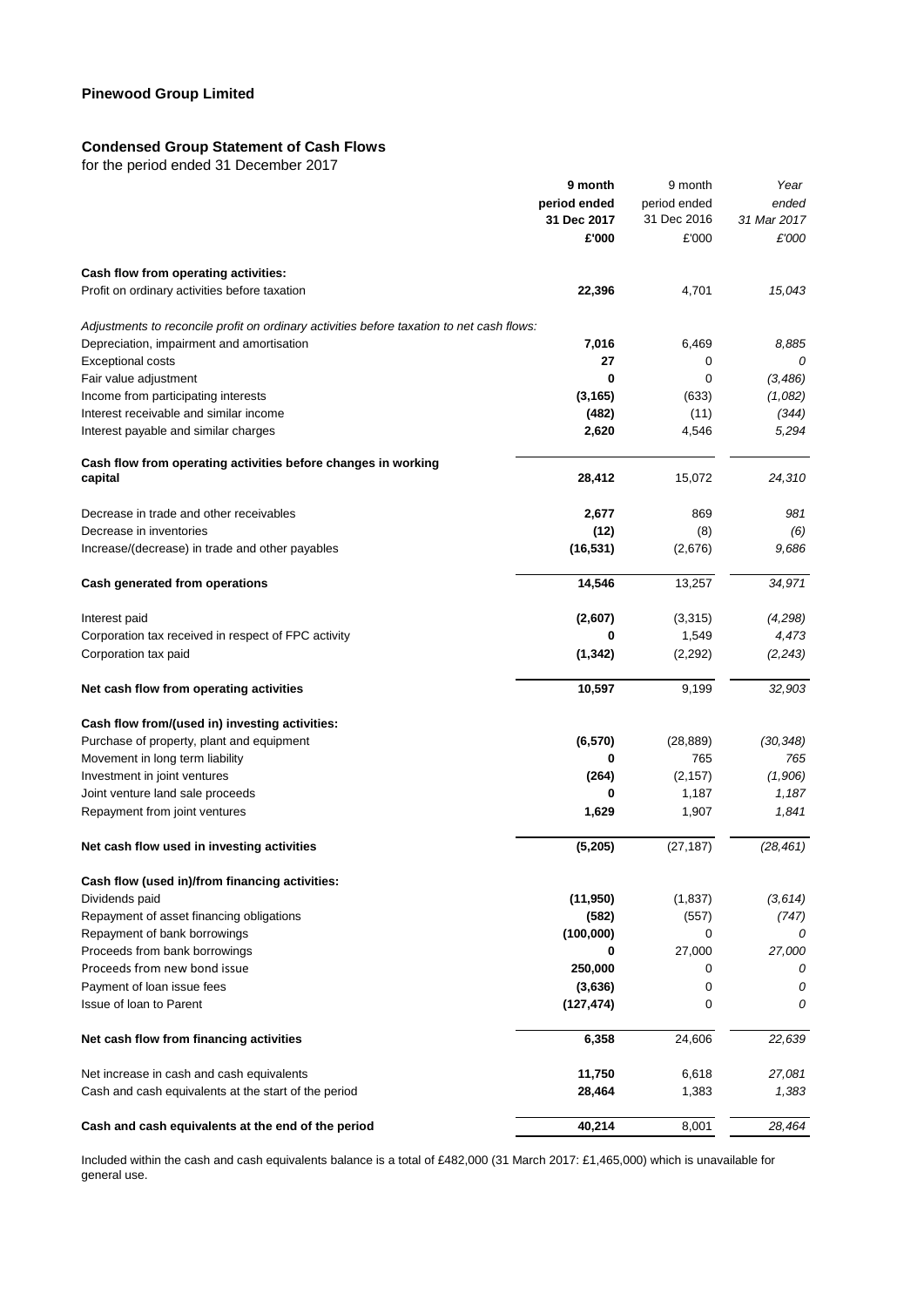## Pinewood Group Limited

### Condensed Group Statement of Cash Flows

for the period ended 31 December 2017

| | **9 month period ended 31 Dec 2017 £'000** | 9 month period ended 31 Dec 2016 £'000 | *Year ended 31 Mar 2017 £'000* |
|---|---|---|---|
| **Cash flow from operating activities:** | | | |
| Profit on ordinary activities before taxation | **22,396** | 4,701 | *15,043* |
| *Adjustments to reconcile profit on ordinary activities before taxation to net cash flows:* | | | |
| Depreciation, impairment and amortisation | **7,016** | 6,469 | *8,885* |
| Exceptional costs | **27** | 0 | *0* |
| Fair value adjustment | **0** | 0 | *(3,486)* |
| Income from participating interests | **(3,165)** | (633) | *(1,082)* |
| Interest receivable and similar income | **(482)** | (11) | *(344)* |
| Interest payable and similar charges | **2,620** | 4,546 | *5,294* |
| **Cash flow from operating activities before changes in working capital** | **28,412** | 15,072 | *24,310* |
| Decrease in trade and other receivables | **2,677** | 869 | *981* |
| Decrease in inventories | **(12)** | (8) | *(6)* |
| Increase/(decrease) in trade and other payables | **(16,531)** | (2,676) | *9,686* |
| **Cash generated from operations** | **14,546** | 13,257 | *34,971* |
| Interest paid | **(2,607)** | (3,315) | *(4,298)* |
| Corporation tax received in respect of FPC activity | **0** | 1,549 | *4,473* |
| Corporation tax paid | **(1,342)** | (2,292) | *(2,243)* |
| **Net cash flow from operating activities** | **10,597** | 9,199 | *32,903* |
| **Cash flow from/(used in) investing activities:** | | | |
| Purchase of property, plant and equipment | **(6,570)** | (28,889) | *(30,348)* |
| Movement in long term liability | **0** | 765 | *765* |
| Investment in joint ventures | **(264)** | (2,157) | *(1,906)* |
| Joint venture land sale proceeds | **0** | 1,187 | *1,187* |
| Repayment from joint ventures | **1,629** | 1,907 | *1,841* |
| **Net cash flow used in investing activities** | **(5,205)** | (27,187) | *(28,461)* |
| **Cash flow (used in)/from financing activities:** | | | |
| Dividends paid | **(11,950)** | (1,837) | *(3,614)* |
| Repayment of asset financing obligations | **(582)** | (557) | *(747)* |
| Repayment of bank borrowings | **(100,000)** | 0 | *0* |
| Proceeds from bank borrowings | **0** | 27,000 | *27,000* |
| Proceeds from new bond issue | **250,000** | 0 | *0* |
| Payment of loan issue fees | **(3,636)** | 0 | *0* |
| Issue of loan to Parent | **(127,474)** | 0 | *0* |
| **Net cash flow from financing activities** | **6,358** | 24,606 | *22,639* |
| Net increase in cash and cash equivalents | **11,750** | 6,618 | *27,081* |
| Cash and cash equivalents at the start of the period | **28,464** | 1,383 | *1,383* |
| **Cash and cash equivalents at the end of the period** | **40,214** | 8,001 | *28,464* |

Included within the cash and cash equivalents balance is a total of £482,000 (31 March 2017: £1,465,000) which is unavailable for general use.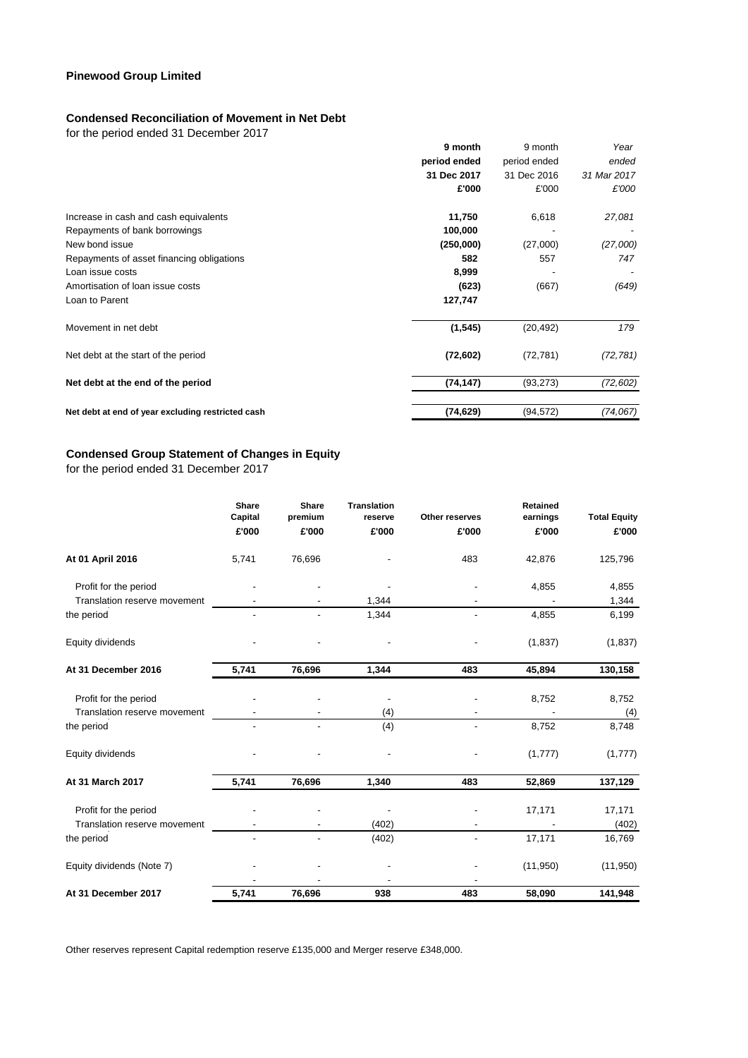**Pinewood Group Limited**

**Condensed Reconciliation of Movement in Net Debt**
for the period ended 31 December 2017

| | **9 month period ended 31 Dec 2017 £'000** | 9 month period ended 31 Dec 2016 £'000 | *Year ended 31 Mar 2017 £'000* |
|---|---|---|---|
| Increase in cash and cash equivalents | **11,750** | 6,618 | *27,081* |
| Repayments of bank borrowings | **100,000** | - | - |
| New bond issue | **(250,000)** | (27,000) | *(27,000)* |
| Repayments of asset financing obligations | **582** | 557 | *747* |
| Loan issue costs | **8,999** | - | - |
| Amortisation of loan issue costs | **(623)** | (667) | *(649)* |
| Loan to Parent | **127,747** | | |
| Movement in net debt | **(1,545)** | (20,492) | *179* |
| Net debt at the start of the period | **(72,602)** | (72,781) | *(72,781)* |
| **Net debt at the end of the period** | **(74,147)** | (93,273) | *(72,602)* |
| **Net debt at end of year excluding restricted cash** | **(74,629)** | (94,572) | *(74,067)* |

**Condensed Group Statement of Changes in Equity**
for the period ended 31 December 2017

| | **Share Capital £'000** | **Share premium £'000** | **Translation reserve £'000** | **Other reserves £'000** | **Retained earnings £'000** | **Total Equity £'000** |
|---|---|---|---|---|---|---|
| **At 01 April 2016** | 5,741 | 76,696 | - | 483 | 42,876 | 125,796 |
| Profit for the period | - | - | - | - | 4,855 | 4,855 |
| Translation reserve movement | - | - | 1,344 | - | - | 1,344 |
| the period | - | - | 1,344 | - | 4,855 | 6,199 |
| Equity dividends | - | - | - | - | (1,837) | (1,837) |
| **At 31 December 2016** | **5,741** | **76,696** | **1,344** | **483** | **45,894** | **130,158** |
| Profit for the period | - | - | - | - | 8,752 | 8,752 |
| Translation reserve movement | - | - | (4) | - | - | (4) |
| the period | - | - | (4) | - | 8,752 | 8,748 |
| Equity dividends | - | - | - | - | (1,777) | (1,777) |
| **At 31 March 2017** | **5,741** | **76,696** | **1,340** | **483** | **52,869** | **137,129** |
| Profit for the period | - | - | - | - | 17,171 | 17,171 |
| Translation reserve movement | - | - | (402) | - | - | (402) |
| the period | - | - | (402) | - | 17,171 | 16,769 |
| Equity dividends (Note 7) | - | - | - | - | (11,950) | (11,950) |
| **At 31 December 2017** | **5,741** | **76,696** | **938** | **483** | **58,090** | **141,948** |

Other reserves represent Capital redemption reserve £135,000 and Merger reserve £348,000.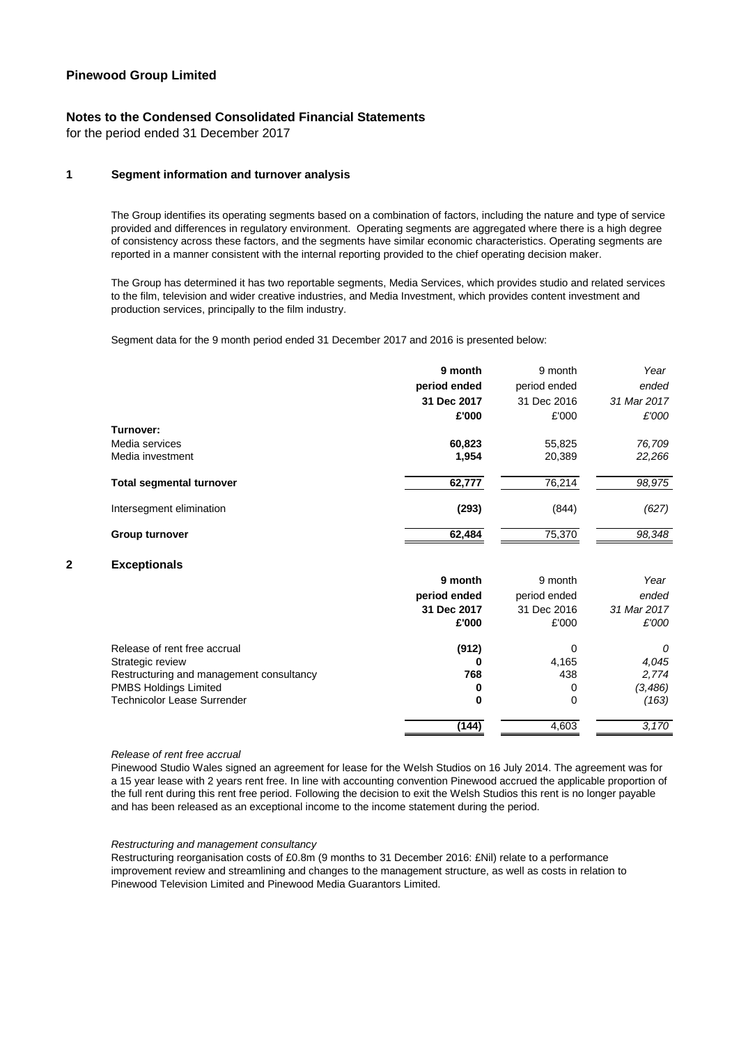**Pinewood Group Limited**

## Notes to the Condensed Consolidated Financial Statements

for the period ended 31 December 2017

### 1 Segment information and turnover analysis

The Group identifies its operating segments based on a combination of factors, including the nature and type of service provided and differences in regulatory environment. Operating segments are aggregated where there is a high degree of consistency across these factors, and the segments have similar economic characteristics. Operating segments are reported in a manner consistent with the internal reporting provided to the chief operating decision maker.

The Group has determined it has two reportable segments, Media Services, which provides studio and related services to the film, television and wider creative industries, and Media Investment, which provides content investment and production services, principally to the film industry.

Segment data for the 9 month period ended 31 December 2017 and 2016 is presented below:

| | **9 month period ended 31 Dec 2017 £'000** | 9 month period ended 31 Dec 2016 £'000 | *Year ended 31 Mar 2017 £'000* |
|---|---|---|---|
| **Turnover:** | | | |
| Media services | **60,823** | 55,825 | *76,709* |
| Media investment | **1,954** | 20,389 | *22,266* |
| **Total segmental turnover** | **62,777** | 76,214 | *98,975* |
| Intersegment elimination | **(293)** | (844) | *(627)* |
| **Group turnover** | **62,484** | 75,370 | *98,348* |

### 2 Exceptionals

| | **9 month period ended 31 Dec 2017 £'000** | 9 month period ended 31 Dec 2016 £'000 | *Year ended 31 Mar 2017 £'000* |
|---|---|---|---|
| Release of rent free accrual | **(912)** | 0 | *0* |
| Strategic review | **0** | 4,165 | *4,045* |
| Restructuring and management consultancy | **768** | 438 | *2,774* |
| PMBS Holdings Limited | **0** | 0 | *(3,486)* |
| Technicolor Lease Surrender | **0** | 0 | *(163)* |
| | **(144)** | 4,603 | *3,170* |

*Release of rent free accrual*

Pinewood Studio Wales signed an agreement for lease for the Welsh Studios on 16 July 2014. The agreement was for a 15 year lease with 2 years rent free. In line with accounting convention Pinewood accrued the applicable proportion of the full rent during this rent free period. Following the decision to exit the Welsh Studios this rent is no longer payable and has been released as an exceptional income to the income statement during the period.

*Restructuring and management consultancy*

Restructuring reorganisation costs of £0.8m (9 months to 31 December 2016: £Nil) relate to a performance improvement review and streamlining and changes to the management structure, as well as costs in relation to Pinewood Television Limited and Pinewood Media Guarantors Limited.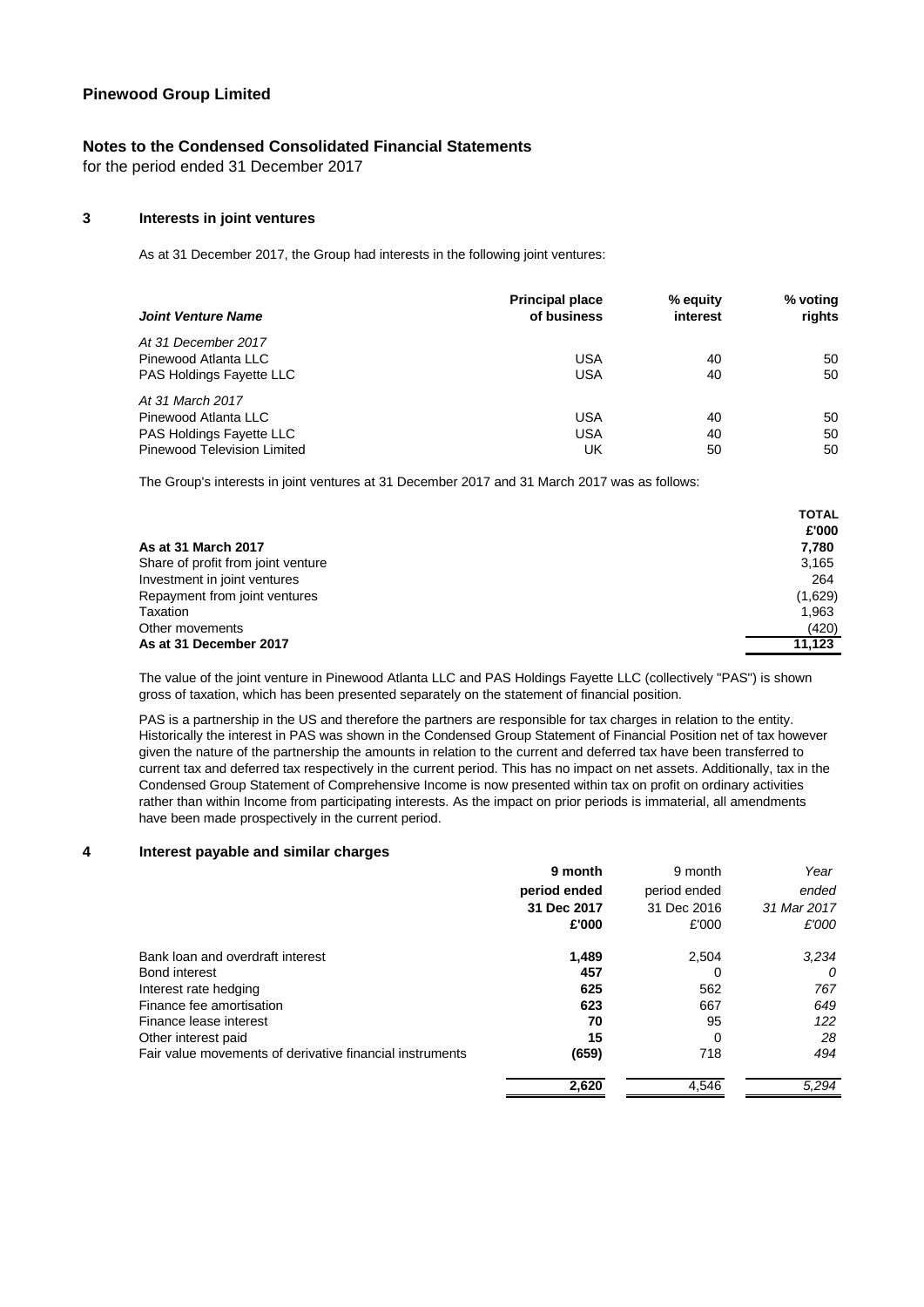# Pinewood Group Limited

## Notes to the Condensed Consolidated Financial Statements

for the period ended 31 December 2017

### 3 Interests in joint ventures

As at 31 December 2017, the Group had interests in the following joint ventures:

| *Joint Venture Name* | Principal place of business | % equity interest | % voting rights |
|---|---|---|---|
| *At 31 December 2017* | | | |
| Pinewood Atlanta LLC | USA | 40 | 50 |
| PAS Holdings Fayette LLC | USA | 40 | 50 |
| *At 31 March 2017* | | | |
| Pinewood Atlanta LLC | USA | 40 | 50 |
| PAS Holdings Fayette LLC | USA | 40 | 50 |
| Pinewood Television Limited | UK | 50 | 50 |

The Group's interests in joint ventures at 31 December 2017 and 31 March 2017 was as follows:

| | TOTAL £'000 |
|---|---|
| **As at 31 March 2017** | **7,780** |
| Share of profit from joint venture | 3,165 |
| Investment in joint ventures | 264 |
| Repayment from joint ventures | (1,629) |
| Taxation | 1,963 |
| Other movements | (420) |
| **As at 31 December 2017** | **11,123** |

The value of the joint venture in Pinewood Atlanta LLC and PAS Holdings Fayette LLC (collectively "PAS") is shown gross of taxation, which has been presented separately on the statement of financial position.

PAS is a partnership in the US and therefore the partners are responsible for tax charges in relation to the entity. Historically the interest in PAS was shown in the Condensed Group Statement of Financial Position net of tax however given the nature of the partnership the amounts in relation to the current and deferred tax have been transferred to current tax and deferred tax respectively in the current period. This has no impact on net assets. Additionally, tax in the Condensed Group Statement of Comprehensive Income is now presented within tax on profit on ordinary activities rather than within Income from participating interests. As the impact on prior periods is immaterial, all amendments have been made prospectively in the current period.

### 4 Interest payable and similar charges

| | **9 month period ended 31 Dec 2017 £'000** | 9 month period ended 31 Dec 2016 £'000 | *Year ended 31 Mar 2017 £'000* |
|---|---|---|---|
| Bank loan and overdraft interest | **1,489** | 2,504 | *3,234* |
| Bond interest | **457** | 0 | *0* |
| Interest rate hedging | **625** | 562 | *767* |
| Finance fee amortisation | **623** | 667 | *649* |
| Finance lease interest | **70** | 95 | *122* |
| Other interest paid | **15** | 0 | *28* |
| Fair value movements of derivative financial instruments | **(659)** | 718 | *494* |
| | **2,620** | 4,546 | *5,294* |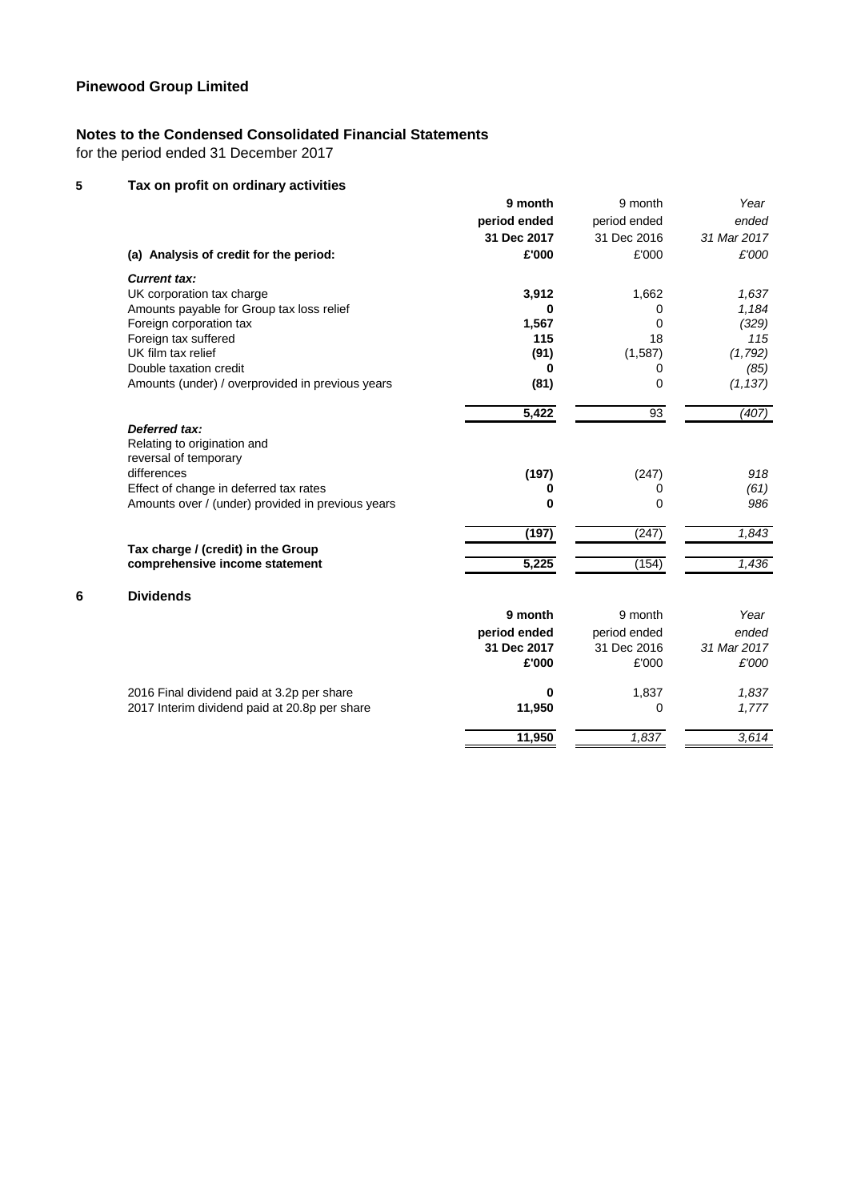# Pinewood Group Limited

## Notes to the Condensed Consolidated Financial Statements

for the period ended 31 December 2017

### 5 Tax on profit on ordinary activities

| | **9 month period ended 31 Dec 2017** | 9 month period ended 31 Dec 2016 | *Year ended 31 Mar 2017* |
|---|---|---|---|
| **(a) Analysis of credit for the period:** | **£'000** | £'000 | *£'000* |
| ***Current tax:*** | | | |
| UK corporation tax charge | **3,912** | 1,662 | *1,637* |
| Amounts payable for Group tax loss relief | **0** | 0 | *1,184* |
| Foreign corporation tax | **1,567** | 0 | *(329)* |
| Foreign tax suffered | **115** | 18 | *115* |
| UK film tax relief | **(91)** | (1,587) | *(1,792)* |
| Double taxation credit | **0** | 0 | *(85)* |
| Amounts (under) / overprovided in previous years | **(81)** | 0 | *(1,137)* |
| | **5,422** | 93 | *(407)* |
| ***Deferred tax:*** | | | |
| Relating to origination and reversal of temporary differences | **(197)** | (247) | *918* |
| Effect of change in deferred tax rates | **0** | 0 | *(61)* |
| Amounts over / (under) provided in previous years | **0** | 0 | *986* |
| | **(197)** | (247) | *1,843* |
| **Tax charge / (credit) in the Group comprehensive income statement** | **5,225** | (154) | *1,436* |

### 6 Dividends

| | **9 month period ended 31 Dec 2017** | 9 month period ended 31 Dec 2016 | *Year ended 31 Mar 2017* |
|---|---|---|---|
| | **£'000** | £'000 | *£'000* |
| 2016 Final dividend paid at 3.2p per share | **0** | 1,837 | *1,837* |
| 2017 Interim dividend paid at 20.8p per share | **11,950** | 0 | *1,777* |
| | **11,950** | *1,837* | *3,614* |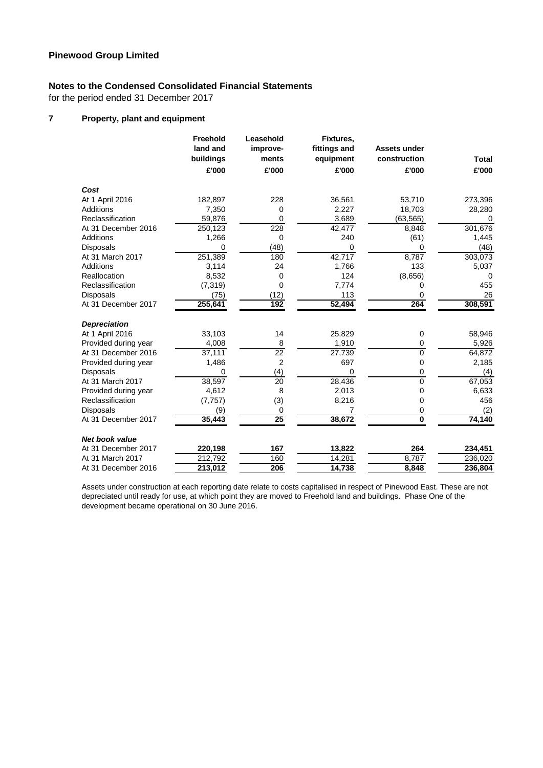## Pinewood Group Limited

### Notes to the Condensed Consolidated Financial Statements

for the period ended 31 December 2017

### 7 Property, plant and equipment

| | Freehold land and buildings | Leasehold improve-ments | Fixtures, fittings and equipment | Assets under construction | Total |
|---|---|---|---|---|---|
| | £'000 | £'000 | £'000 | £'000 | £'000 |
| ***Cost*** | | | | | |
| At 1 April 2016 | 182,897 | 228 | 36,561 | 53,710 | 273,396 |
| Additions | 7,350 | 0 | 2,227 | 18,703 | 28,280 |
| Reclassification | 59,876 | 0 | 3,689 | (63,565) | 0 |
| At 31 December 2016 | 250,123 | 228 | 42,477 | 8,848 | 301,676 |
| Additions | 1,266 | 0 | 240 | (61) | 1,445 |
| Disposals | 0 | (48) | 0 | 0 | (48) |
| At 31 March 2017 | 251,389 | 180 | 42,717 | 8,787 | 303,073 |
| Additions | 3,114 | 24 | 1,766 | 133 | 5,037 |
| Reallocation | 8,532 | 0 | 124 | (8,656) | 0 |
| Reclassification | (7,319) | 0 | 7,774 | 0 | 455 |
| Disposals | (75) | (12) | 113 | 0 | 26 |
| At 31 December 2017 | **255,641** | **192** | **52,494** | **264** | **308,591** |
| ***Depreciation*** | | | | | |
| At 1 April 2016 | 33,103 | 14 | 25,829 | 0 | 58,946 |
| Provided during year | 4,008 | 8 | 1,910 | 0 | 5,926 |
| At 31 December 2016 | 37,111 | 22 | 27,739 | 0 | 64,872 |
| Provided during year | 1,486 | 2 | 697 | 0 | 2,185 |
| Disposals | 0 | (4) | 0 | 0 | (4) |
| At 31 March 2017 | 38,597 | 20 | 28,436 | 0 | 67,053 |
| Provided during year | 4,612 | 8 | 2,013 | 0 | 6,633 |
| Reclassification | (7,757) | (3) | 8,216 | 0 | 456 |
| Disposals | (9) | 0 | 7 | 0 | (2) |
| At 31 December 2017 | **35,443** | **25** | **38,672** | **0** | **74,140** |
| ***Net book value*** | | | | | |
| At 31 December 2017 | **220,198** | **167** | **13,822** | **264** | **234,451** |
| At 31 March 2017 | 212,792 | 160 | 14,281 | 8,787 | 236,020 |
| At 31 December 2016 | **213,012** | **206** | **14,738** | **8,848** | **236,804** |

Assets under construction at each reporting date relate to costs capitalised in respect of Pinewood East. These are not depreciated until ready for use, at which point they are moved to Freehold land and buildings. Phase One of the development became operational on 30 June 2016.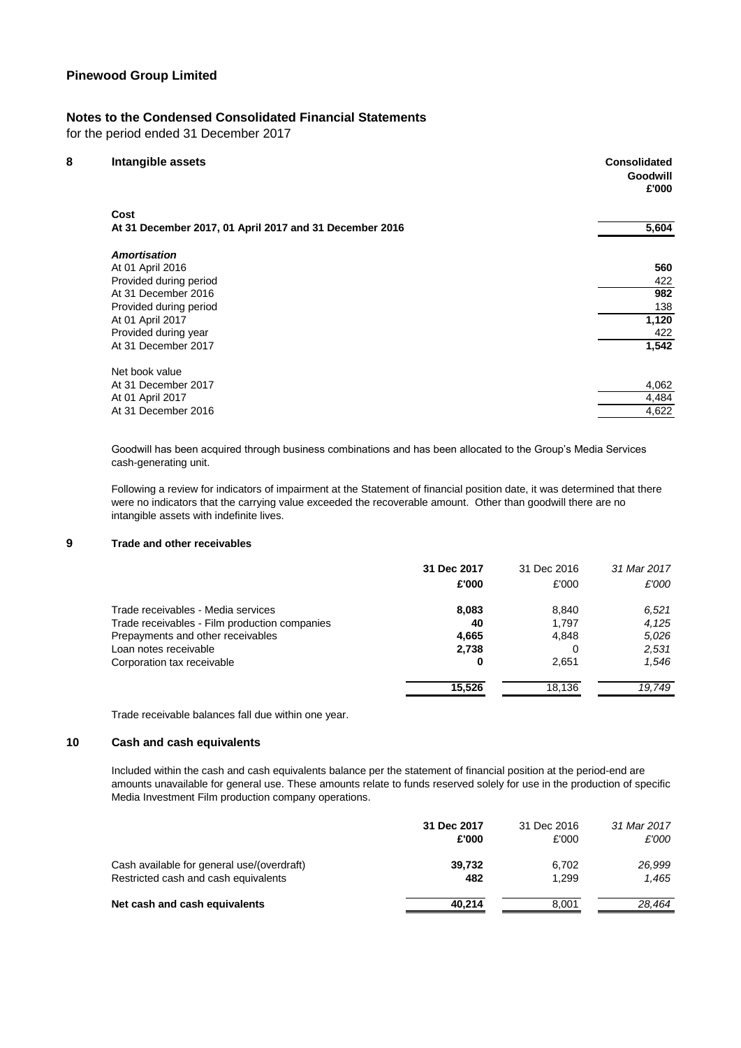## Pinewood Group Limited

## Notes to the Condensed Consolidated Financial Statements

for the period ended 31 December 2017

### 8 Intangible assets

| | **Consolidated Goodwill £'000** |
|---|---|
| **Cost** | |
| **At 31 December 2017, 01 April 2017 and 31 December 2016** | **5,604** |
| ***Amortisation*** | |
| At 01 April 2016 | **560** |
| Provided during period | 422 |
| At 31 December 2016 | **982** |
| Provided during period | 138 |
| At 01 April 2017 | **1,120** |
| Provided during year | 422 |
| At 31 December 2017 | **1,542** |
| Net book value | |
| At 31 December 2017 | 4,062 |
| At 01 April 2017 | 4,484 |
| At 31 December 2016 | 4,622 |

Goodwill has been acquired through business combinations and has been allocated to the Group's Media Services cash-generating unit.

Following a review for indicators of impairment at the Statement of financial position date, it was determined that there were no indicators that the carrying value exceeded the recoverable amount. Other than goodwill there are no intangible assets with indefinite lives.

### 9 Trade and other receivables

| | **31 Dec 2017 £'000** | 31 Dec 2016 £'000 | *31 Mar 2017 £'000* |
|---|---|---|---|
| Trade receivables - Media services | **8,083** | 8,840 | *6,521* |
| Trade receivables - Film production companies | **40** | 1,797 | *4,125* |
| Prepayments and other receivables | **4,665** | 4,848 | *5,026* |
| Loan notes receivable | **2,738** | 0 | *2,531* |
| Corporation tax receivable | **0** | 2,651 | *1,546* |
| | **15,526** | 18,136 | *19,749* |

Trade receivable balances fall due within one year.

### 10 Cash and cash equivalents

Included within the cash and cash equivalents balance per the statement of financial position at the period-end are amounts unavailable for general use. These amounts relate to funds reserved solely for use in the production of specific Media Investment Film production company operations.

| | **31 Dec 2017 £'000** | 31 Dec 2016 £'000 | *31 Mar 2017 £'000* |
|---|---|---|---|
| Cash available for general use/(overdraft) | **39,732** | 6,702 | *26,999* |
| Restricted cash and cash equivalents | **482** | 1,299 | *1,465* |
| **Net cash and cash equivalents** | **40,214** | 8,001 | *28,464* |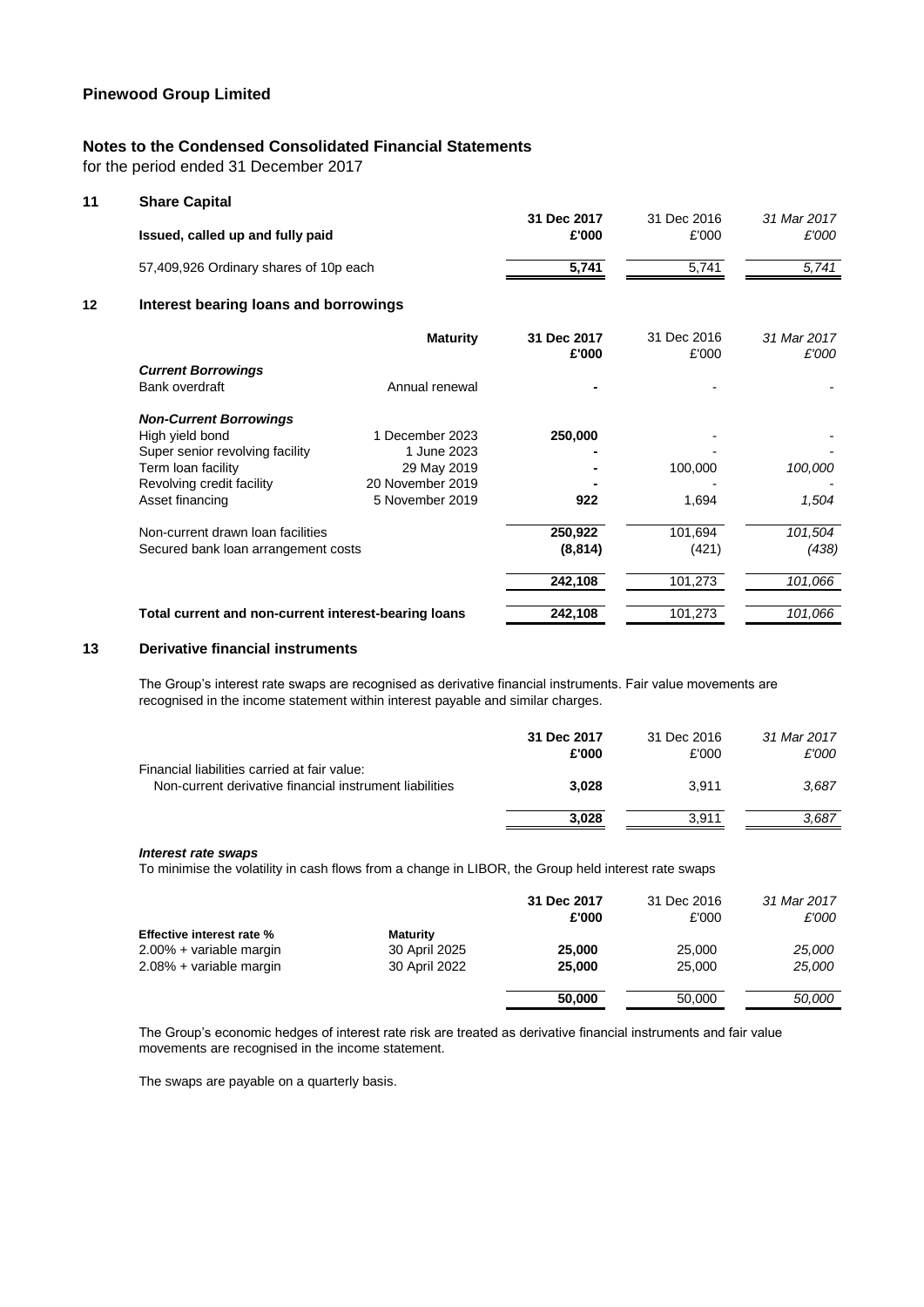# Pinewood Group Limited

## Notes to the Condensed Consolidated Financial Statements

for the period ended 31 December 2017

### 11 Share Capital

| Issued, called up and fully paid | 31 Dec 2017 £'000 | 31 Dec 2016 £'000 | *31 Mar 2017 £'000* |
|---|---|---|---|
| 57,409,926 Ordinary shares of 10p each | **5,741** | 5,741 | *5,741* |

### 12 Interest bearing loans and borrowings

| | Maturity | 31 Dec 2017 £'000 | 31 Dec 2016 £'000 | *31 Mar 2017 £'000* |
|---|---|---|---|---|
| ***Current Borrowings*** | | | | |
| Bank overdraft | Annual renewal | **-** | - | *-* |
| ***Non-Current Borrowings*** | | | | |
| High yield bond | 1 December 2023 | **250,000** | - | *-* |
| Super senior revolving facility | 1 June 2023 | **-** | - | *-* |
| Term loan facility | 29 May 2019 | **-** | 100,000 | *100,000* |
| Revolving credit facility | 20 November 2019 | **-** | - | *-* |
| Asset financing | 5 November 2019 | **922** | 1,694 | *1,504* |
| Non-current drawn loan facilities | | **250,922** | 101,694 | *101,504* |
| Secured bank loan arrangement costs | | **(8,814)** | (421) | *(438)* |
| | | **242,108** | 101,273 | *101,066* |
| **Total current and non-current interest-bearing loans** | | **242,108** | 101,273 | *101,066* |

### 13 Derivative financial instruments

The Group's interest rate swaps are recognised as derivative financial instruments. Fair value movements are recognised in the income statement within interest payable and similar charges.

| | 31 Dec 2017 £'000 | 31 Dec 2016 £'000 | *31 Mar 2017 £'000* |
|---|---|---|---|
| Financial liabilities carried at fair value: | | | |
| Non-current derivative financial instrument liabilities | **3,028** | 3,911 | *3,687* |
| | **3,028** | 3,911 | *3,687* |

***Interest rate swaps***

To minimise the volatility in cash flows from a change in LIBOR, the Group held interest rate swaps

| Effective interest rate % | Maturity | 31 Dec 2017 £'000 | 31 Dec 2016 £'000 | *31 Mar 2017 £'000* |
|---|---|---|---|---|
| 2.00% + variable margin | 30 April 2025 | **25,000** | 25,000 | *25,000* |
| 2.08% + variable margin | 30 April 2022 | **25,000** | 25,000 | *25,000* |
| | | **50,000** | 50,000 | *50,000* |

The Group's economic hedges of interest rate risk are treated as derivative financial instruments and fair value movements are recognised in the income statement.

The swaps are payable on a quarterly basis.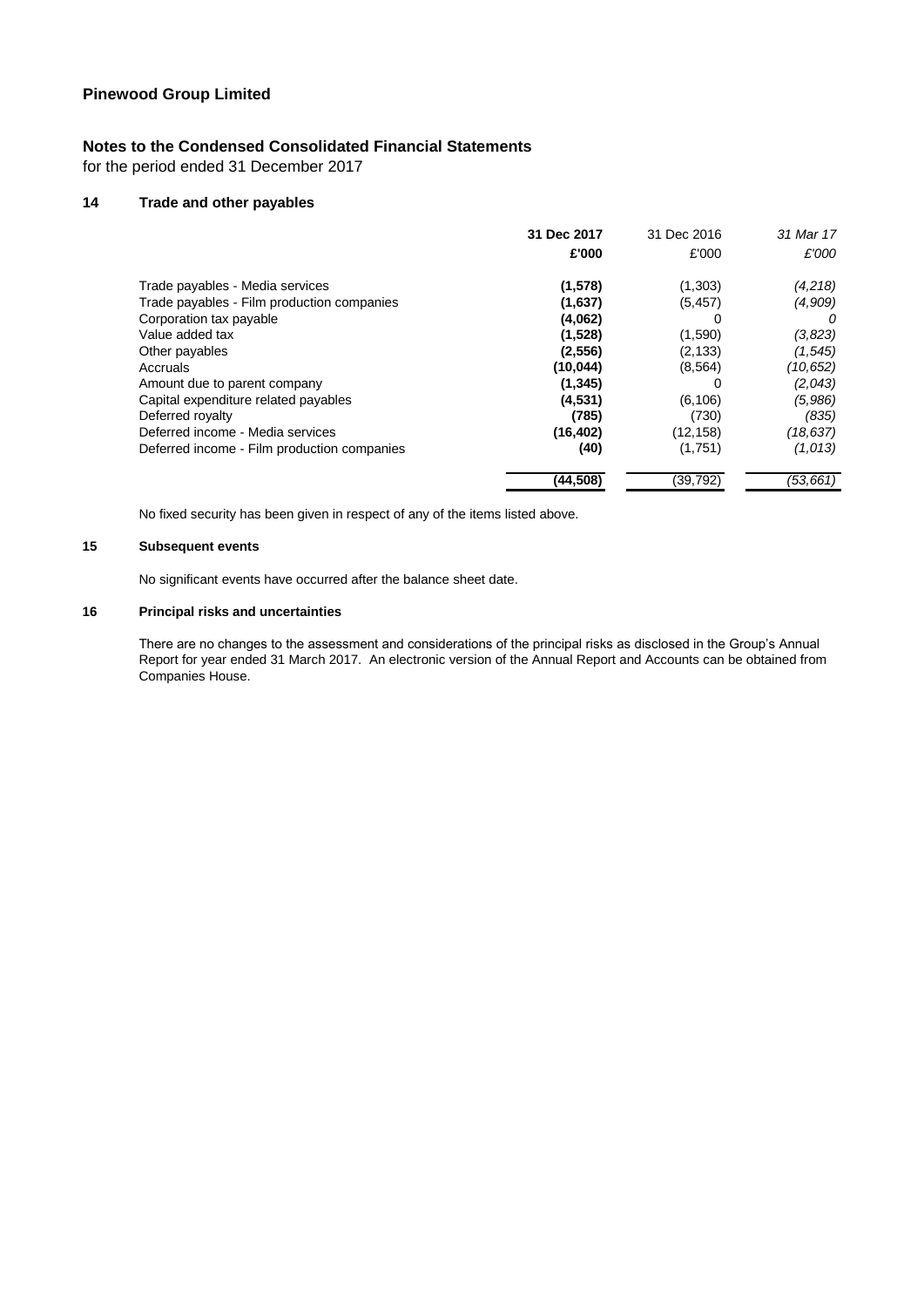## Pinewood Group Limited

## Notes to the Condensed Consolidated Financial Statements

for the period ended 31 December 2017

### 14 Trade and other payables

| | **31 Dec 2017** | 31 Dec 2016 | *31 Mar 17* |
|---|---|---|---|
| | **£'000** | £'000 | *£'000* |
| Trade payables - Media services | **(1,578)** | (1,303) | *(4,218)* |
| Trade payables - Film production companies | **(1,637)** | (5,457) | *(4,909)* |
| Corporation tax payable | **(4,062)** | 0 | *0* |
| Value added tax | **(1,528)** | (1,590) | *(3,823)* |
| Other payables | **(2,556)** | (2,133) | *(1,545)* |
| Accruals | **(10,044)** | (8,564) | *(10,652)* |
| Amount due to parent company | **(1,345)** | 0 | *(2,043)* |
| Capital expenditure related payables | **(4,531)** | (6,106) | *(5,986)* |
| Deferred royalty | **(785)** | (730) | *(835)* |
| Deferred income - Media services | **(16,402)** | (12,158) | *(18,637)* |
| Deferred income - Film production companies | **(40)** | (1,751) | *(1,013)* |
| | **(44,508)** | (39,792) | *(53,661)* |

No fixed security has been given in respect of any of the items listed above.

### 15 Subsequent events

No significant events have occurred after the balance sheet date.

### 16 Principal risks and uncertainties

There are no changes to the assessment and considerations of the principal risks as disclosed in the Group's Annual Report for year ended 31 March 2017. An electronic version of the Annual Report and Accounts can be obtained from Companies House.